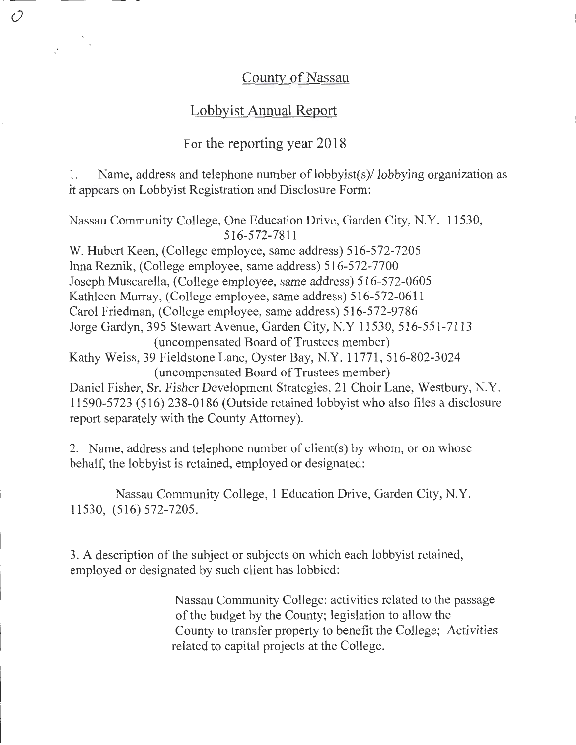# County of Nassau

## Lobbyist Annual Report

### For the reporting year 2018

1. Name, address and telephone number of lobbyist(s)/ lobbying organization as it appears on Lobbyist Registration and Disclosure Form:

Nassau Community College, One Education Drive, Garden City, N.Y. 11530, 516-572-7811
W. Hubert Keen, (College employee, same address) 516-572-7205
Inna Reznik, (College employee, same address) 516-572-7700
Joseph Muscarella, (College employee, same address) 516-572-0605
Kathleen Murray, (College employee, same address) 516-572-0611
Carol Friedman, (College employee, same address) 516-572-9786
Jorge Gardyn, 395 Stewart Avenue, Garden City, N.Y 11530, 516-551-7113 (uncompensated Board of Trustees member)
Kathy Weiss, 39 Fieldstone Lane, Oyster Bay, N.Y. 11771, 516-802-3024 (uncompensated Board of Trustees member)
Daniel Fisher, Sr. Fisher Development Strategies, 21 Choir Lane, Westbury, N.Y. 11590-5723 (516) 238-0186 (Outside retained lobbyist who also files a disclosure report separately with the County Attorney).

2. Name, address and telephone number of client(s) by whom, or on whose behalf, the lobbyist is retained, employed or designated:

Nassau Community College, 1 Education Drive, Garden City, N.Y. 11530, (516) 572-7205.

3. A description of the subject or subjects on which each lobbyist retained, employed or designated by such client has lobbied:

Nassau Community College: activities related to the passage of the budget by the County; legislation to allow the County to transfer property to benefit the College; Activities related to capital projects at the College.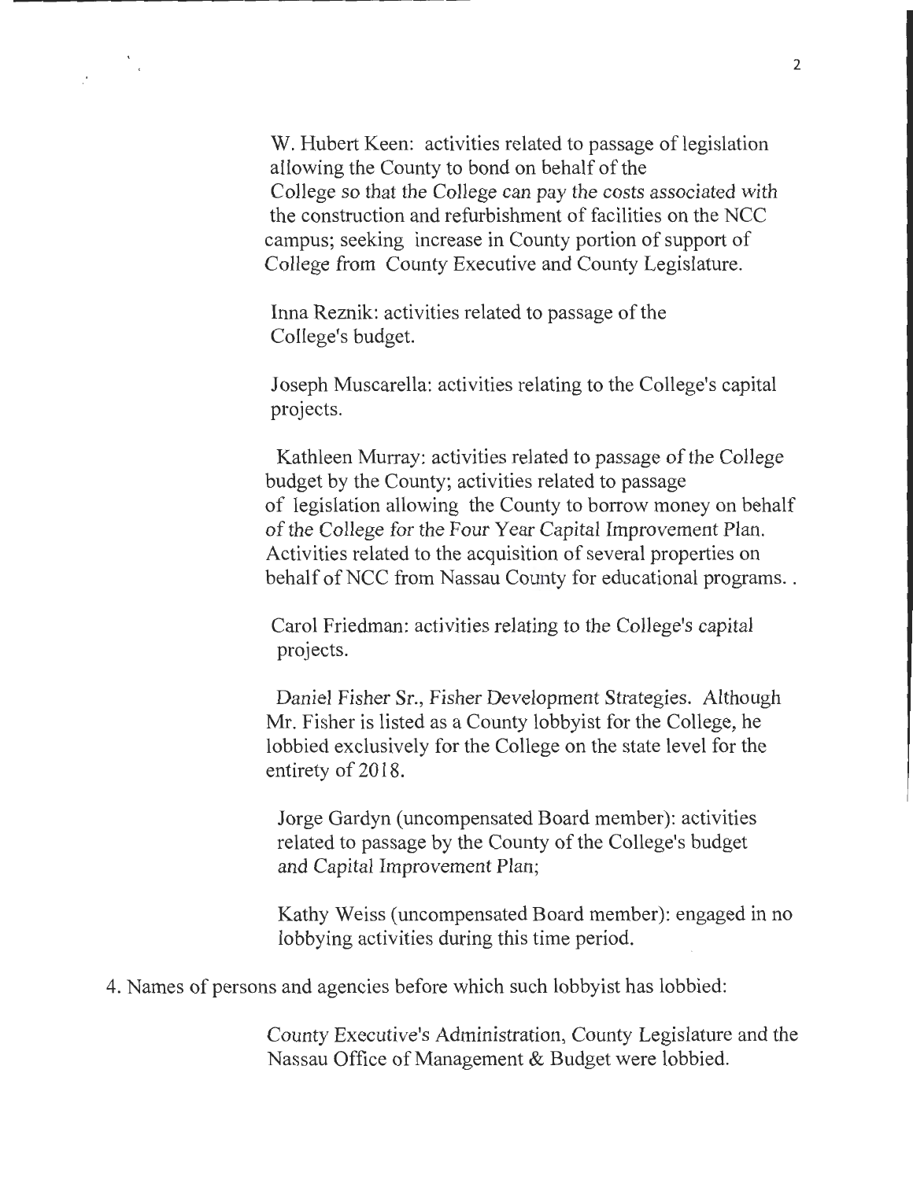W. Hubert Keen: activities related to passage of legislation allowing the County to bond on behalf of the College so that the College can pay the costs associated with the construction and refurbishment of facilities on the NCC campus; seeking increase in County portion of support of College from County Executive and County Legislature.

Inna Reznik: activities related to passage of the College's budget.

Joseph Muscarella: activities relating to the College's capital projects.

Kathleen Murray: activities related to passage of the College budget by the County; activities related to passage of legislation allowing the County to borrow money on behalf of the College for the Four Year Capital Improvement Plan. Activities related to the acquisition of several properties on behalf of NCC from Nassau County for educational programs. .

Carol Friedman: activities relating to the College's capital projects.

Daniel Fisher Sr., Fisher Development Strategies. Although Mr. Fisher is listed as a County lobbyist for the College, he lobbied exclusively for the College on the state level for the entirety of 2018.

Jorge Gardyn (uncompensated Board member): activities related to passage by the County of the College's budget and Capital Improvement Plan;

Kathy Weiss (uncompensated Board member): engaged in no lobbying activities during this time period.

4. Names of persons and agencies before which such lobbyist has lobbied:

County Executive's Administration, County Legislature and the Nassau Office of Management & Budget were lobbied.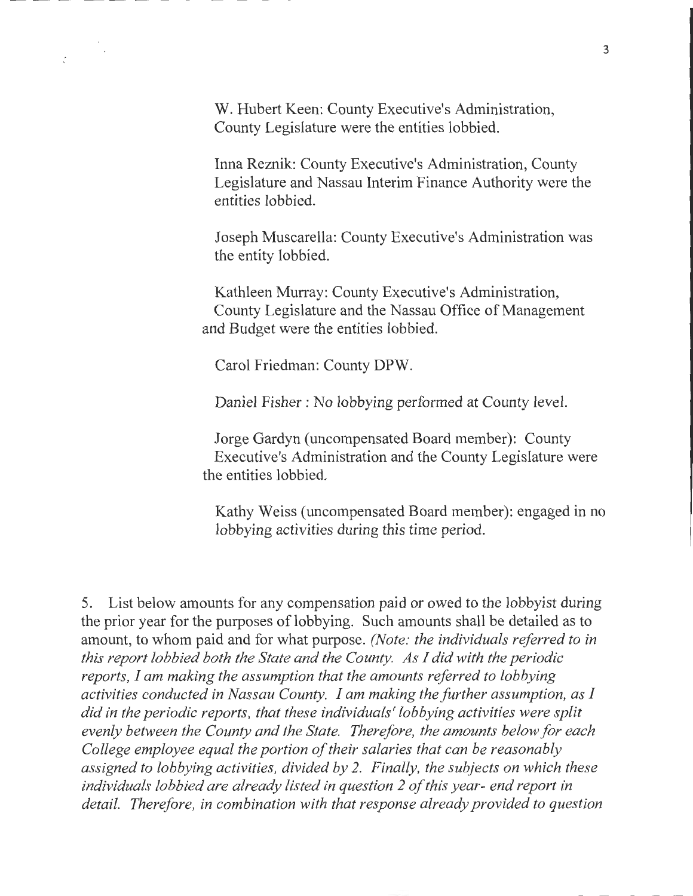W. Hubert Keen: County Executive's Administration, County Legislature were the entities lobbied.

Inna Reznik: County Executive's Administration, County Legislature and Nassau Interim Finance Authority were the entities lobbied.

Joseph Muscarella: County Executive's Administration was the entity lobbied.

Kathleen Murray: County Executive's Administration, County Legislature and the Nassau Office of Management and Budget were the entities lobbied.

Carol Friedman: County DPW.

Daniel Fisher : No lobbying performed at County level.

Jorge Gardyn (uncompensated Board member): County Executive's Administration and the County Legislature were the entities lobbied.

Kathy Weiss (uncompensated Board member): engaged in no lobbying activities during this time period.

5. List below amounts for any compensation paid or owed to the lobbyist during the prior year for the purposes of lobbying. Such amounts shall be detailed as to amount, to whom paid and for what purpose. *(Note: the individuals referred to in this report lobbied both the State and the County. As I did with the periodic reports, I am making the assumption that the amounts referred to lobbying activities conducted in Nassau County. I am making the further assumption, as I did in the periodic reports, that these individuals' lobbying activities were split evenly between the County and the State. Therefore, the amounts below for each College employee equal the portion of their salaries that can be reasonably assigned to lobbying activities, divided by 2. Finally, the subjects on which these individuals lobbied are already listed in question 2 of this year- end report in detail. Therefore, in combination with that response already provided to question*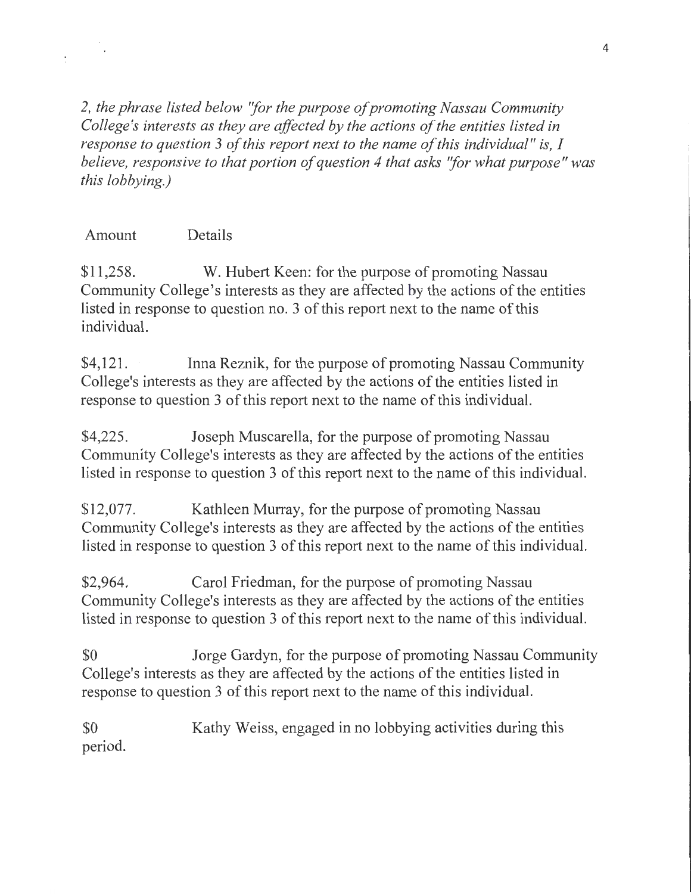*2, the phrase listed below "for the purpose of promoting Nassau Community College's interests as they are affected by the actions of the entities listed in response to question 3 of this report next to the name of this individual" is, I believe, responsive to that portion of question 4 that asks "for what purpose" was this lobbying.)*

Amount Details

$11,258. W. Hubert Keen: for the purpose of promoting Nassau Community College's interests as they are affected by the actions of the entities listed in response to question no. 3 of this report next to the name of this individual.

$4,121. Inna Reznik, for the purpose of promoting Nassau Community College's interests as they are affected by the actions of the entities listed in response to question 3 of this report next to the name of this individual.

$4,225. Joseph Muscarella, for the purpose of promoting Nassau Community College's interests as they are affected by the actions of the entities listed in response to question 3 of this report next to the name of this individual.

$12,077. Kathleen Murray, for the purpose of promoting Nassau Community College's interests as they are affected by the actions of the entities listed in response to question 3 of this report next to the name of this individual.

$2,964. Carol Friedman, for the purpose of promoting Nassau Community College's interests as they are affected by the actions of the entities listed in response to question 3 of this report next to the name of this individual.

$0 Jorge Gardyn, for the purpose of promoting Nassau Community College's interests as they are affected by the actions of the entities listed in response to question 3 of this report next to the name of this individual.

$0 Kathy Weiss, engaged in no lobbying activities during this period.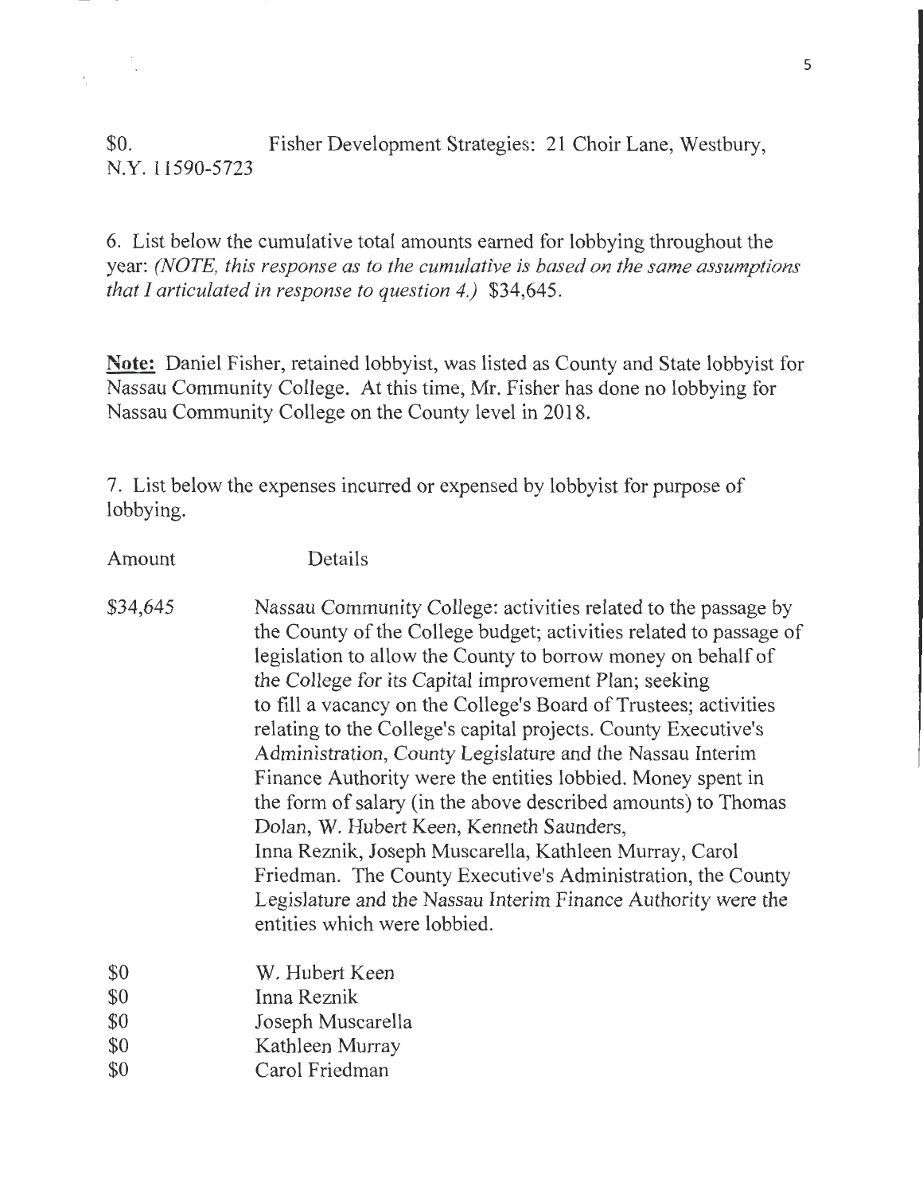$0. Fisher Development Strategies: 21 Choir Lane, Westbury, N.Y. 11590-5723

6. List below the cumulative total amounts earned for lobbying throughout the year: *(NOTE, this response as to the cumulative is based on the same assumptions that I articulated in response to question 4.)* $34,645.

**Note:** Daniel Fisher, retained lobbyist, was listed as County and State lobbyist for Nassau Community College. At this time, Mr. Fisher has done no lobbying for Nassau Community College on the County level in 2018.

7. List below the expenses incurred or expensed by lobbyist for purpose of lobbying.

| Amount | Details |
|---|---|
| $34,645 | Nassau Community College: activities related to the passage by the County of the College budget; activities related to passage of legislation to allow the County to borrow money on behalf of the College for its Capital improvement Plan; seeking to fill a vacancy on the College's Board of Trustees; activities relating to the College's capital projects. County Executive's Administration, County Legislature and the Nassau Interim Finance Authority were the entities lobbied. Money spent in the form of salary (in the above described amounts) to Thomas Dolan, W. Hubert Keen, Kenneth Saunders, Inna Reznik, Joseph Muscarella, Kathleen Murray, Carol Friedman. The County Executive's Administration, the County Legislature and the Nassau Interim Finance Authority were the entities which were lobbied. |
| $0 | W. Hubert Keen |
| $0 | Inna Reznik |
| $0 | Joseph Muscarella |
| $0 | Kathleen Murray |
| $0 | Carol Friedman |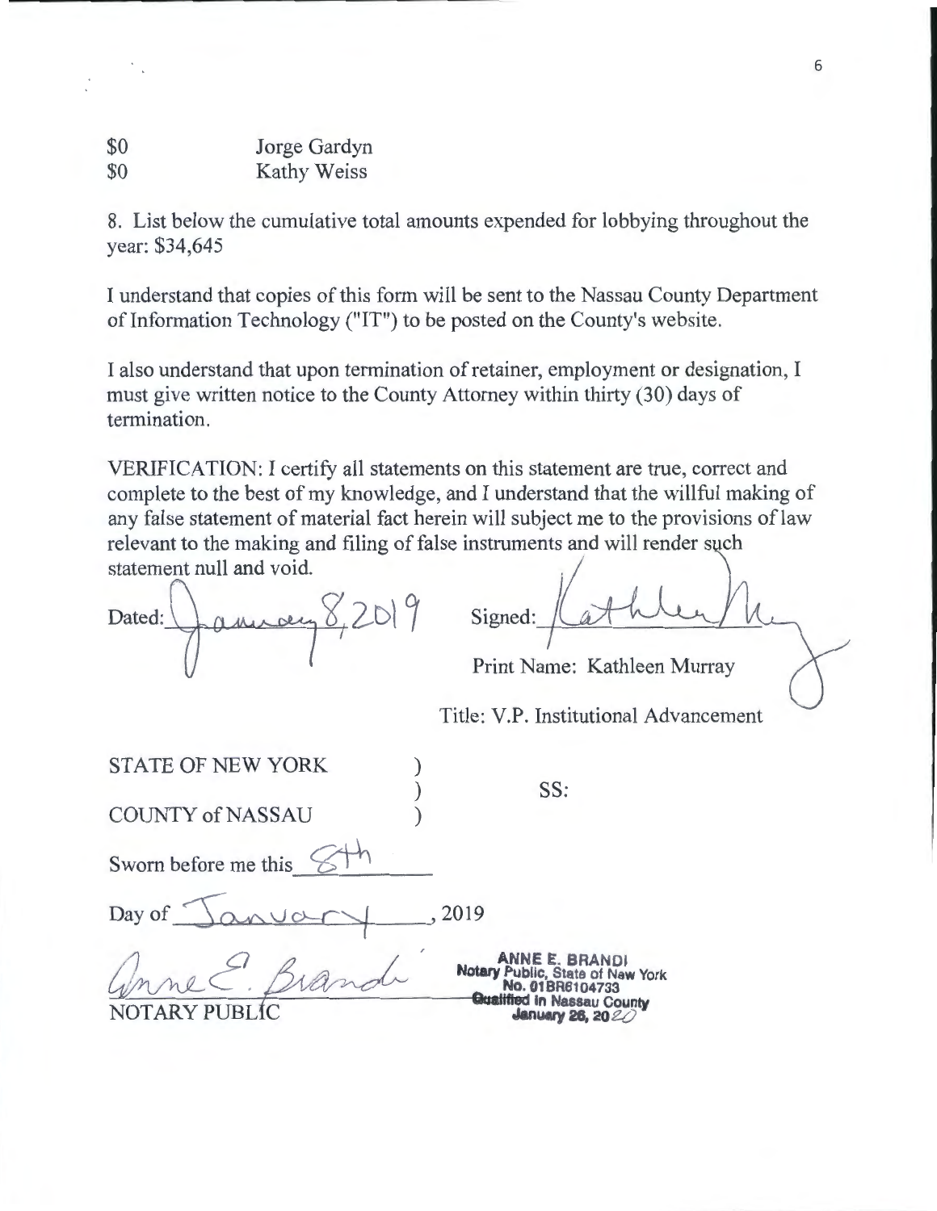| | |
|---|---|
| $0 | Jorge Gardyn |
| $0 | Kathy Weiss |

8. List below the cumulative total amounts expended for lobbying throughout the year: $34,645

I understand that copies of this form will be sent to the Nassau County Department of Information Technology ("IT") to be posted on the County's website.

I also understand that upon termination of retainer, employment or designation, I must give written notice to the County Attorney within thirty (30) days of termination.

VERIFICATION: I certify all statements on this statement are true, correct and complete to the best of my knowledge, and I understand that the willful making of any false statement of material fact herein will subject me to the provisions of law relevant to the making and filing of false instruments and will render such statement null and void.

Dated: January 8, 2019

Signed: Kathleen Murray

Print Name: Kathleen Murray

Title: V.P. Institutional Advancement

STATE OF NEW YORK )
) SS:
COUNTY of NASSAU )

Sworn before me this 8th

Day of January, 2019

Anne E. Brandi
NOTARY PUBLIC

ANNE E. BRANDI
Notary Public, State of New York
No. 01BR6104733
Qualified in Nassau County
January 26, 2020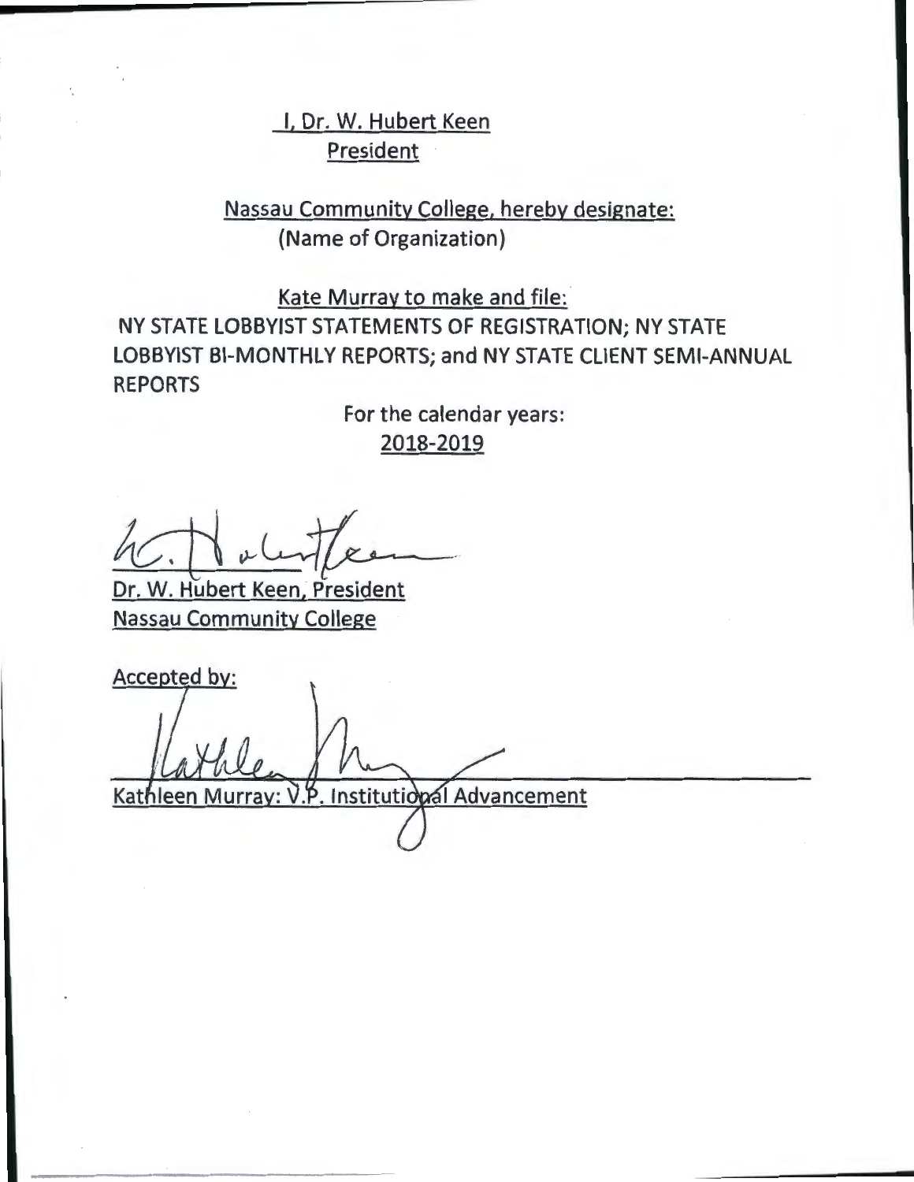I, Dr. W. Hubert Keen
President

Nassau Community College, hereby designate:
(Name of Organization)

Kate Murray to make and file:
NY STATE LOBBYIST STATEMENTS OF REGISTRATION; NY STATE LOBBYIST BI-MONTHLY REPORTS; and NY STATE CLIENT SEMI-ANNUAL REPORTS

For the calendar years:
2018-2019

Dr. W. Hubert Keen, President
Nassau Community College

Accepted by:

Kathleen Murray: V.P. Institutional Advancement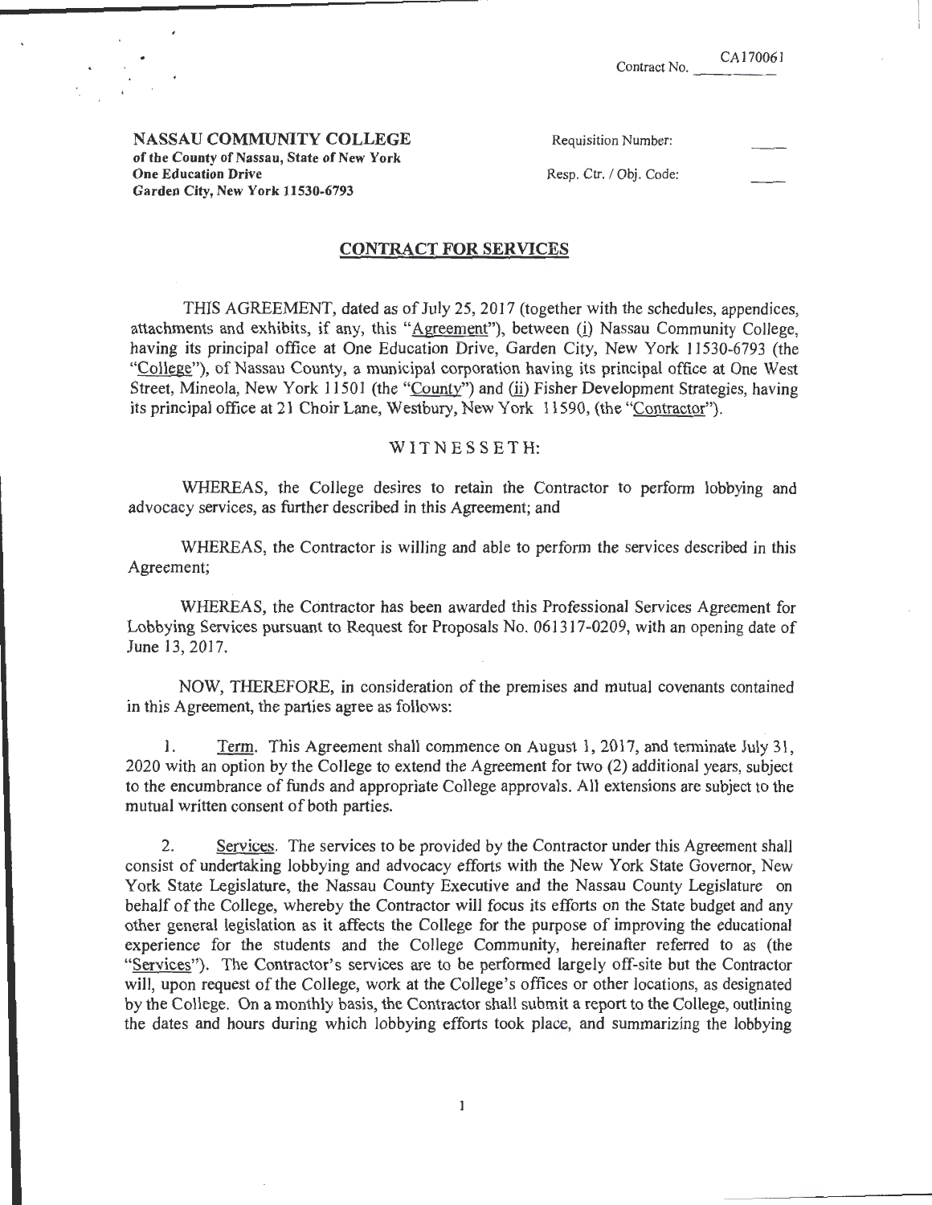Contract No. CA170061

**NASSAU COMMUNITY COLLEGE**
**of the County of Nassau, State of New York**
**One Education Drive**
**Garden City, New York 11530-6793**

Requisition Number:

Resp. Ctr. / Obj. Code:

## CONTRACT FOR SERVICES

THIS AGREEMENT, dated as of July 25, 2017 (together with the schedules, appendices, attachments and exhibits, if any, this "Agreement"), between (i) Nassau Community College, having its principal office at One Education Drive, Garden City, New York 11530-6793 (the "College"), of Nassau County, a municipal corporation having its principal office at One West Street, Mineola, New York 11501 (the "County") and (ii) Fisher Development Strategies, having its principal office at 21 Choir Lane, Westbury, New York 11590, (the "Contractor").

WITNESSETH:

WHEREAS, the College desires to retain the Contractor to perform lobbying and advocacy services, as further described in this Agreement; and

WHEREAS, the Contractor is willing and able to perform the services described in this Agreement;

WHEREAS, the Contractor has been awarded this Professional Services Agreement for Lobbying Services pursuant to Request for Proposals No. 061317-0209, with an opening date of June 13, 2017.

NOW, THEREFORE, in consideration of the premises and mutual covenants contained in this Agreement, the parties agree as follows:

1. Term. This Agreement shall commence on August 1, 2017, and terminate July 31, 2020 with an option by the College to extend the Agreement for two (2) additional years, subject to the encumbrance of funds and appropriate College approvals. All extensions are subject to the mutual written consent of both parties.

2. Services. The services to be provided by the Contractor under this Agreement shall consist of undertaking lobbying and advocacy efforts with the New York State Governor, New York State Legislature, the Nassau County Executive and the Nassau County Legislature on behalf of the College, whereby the Contractor will focus its efforts on the State budget and any other general legislation as it affects the College for the purpose of improving the educational experience for the students and the College Community, hereinafter referred to as (the "Services"). The Contractor's services are to be performed largely off-site but the Contractor will, upon request of the College, work at the College's offices or other locations, as designated by the College. On a monthly basis, the Contractor shall submit a report to the College, outlining the dates and hours during which lobbying efforts took place, and summarizing the lobbying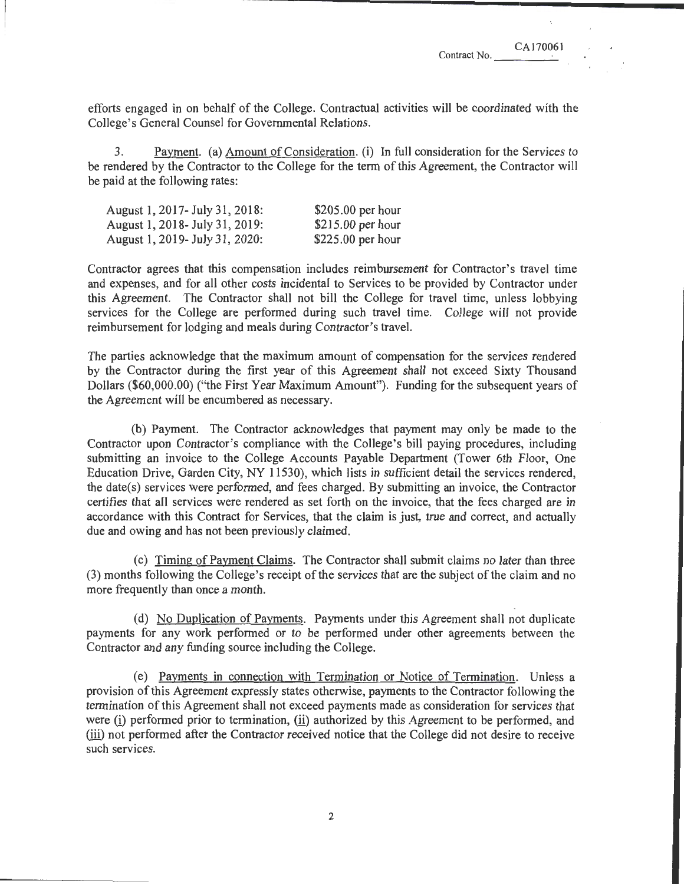Contract No. CA170061

efforts engaged in on behalf of the College. Contractual activities will be coordinated with the College's General Counsel for Governmental Relations.

3. Payment. (a) Amount of Consideration. (i) In full consideration for the Services to be rendered by the Contractor to the College for the term of this Agreement, the Contractor will be paid at the following rates:

| | |
|---|---|
| August 1, 2017- July 31, 2018: | $205.00 per hour |
| August 1, 2018- July 31, 2019: | $215.00 per hour |
| August 1, 2019- July 31, 2020: | $225.00 per hour |

Contractor agrees that this compensation includes reimbursement for Contractor's travel time and expenses, and for all other costs incidental to Services to be provided by Contractor under this Agreement. The Contractor shall not bill the College for travel time, unless lobbying services for the College are performed during such travel time. College will not provide reimbursement for lodging and meals during Contractor's travel.

The parties acknowledge that the maximum amount of compensation for the services rendered by the Contractor during the first year of this Agreement shall not exceed Sixty Thousand Dollars ($60,000.00) ("the First Year Maximum Amount"). Funding for the subsequent years of the Agreement will be encumbered as necessary.

(b) Payment. The Contractor acknowledges that payment may only be made to the Contractor upon Contractor's compliance with the College's bill paying procedures, including submitting an invoice to the College Accounts Payable Department (Tower 6th Floor, One Education Drive, Garden City, NY 11530), which lists in sufficient detail the services rendered, the date(s) services were performed, and fees charged. By submitting an invoice, the Contractor certifies that all services were rendered as set forth on the invoice, that the fees charged are in accordance with this Contract for Services, that the claim is just, true and correct, and actually due and owing and has not been previously claimed.

(c) Timing of Payment Claims. The Contractor shall submit claims no later than three (3) months following the College's receipt of the services that are the subject of the claim and no more frequently than once a month.

(d) No Duplication of Payments. Payments under this Agreement shall not duplicate payments for any work performed or to be performed under other agreements between the Contractor and any funding source including the College.

(e) Payments in connection with Termination or Notice of Termination. Unless a provision of this Agreement expressly states otherwise, payments to the Contractor following the termination of this Agreement shall not exceed payments made as consideration for services that were (i) performed prior to termination, (ii) authorized by this Agreement to be performed, and (iii) not performed after the Contractor received notice that the College did not desire to receive such services.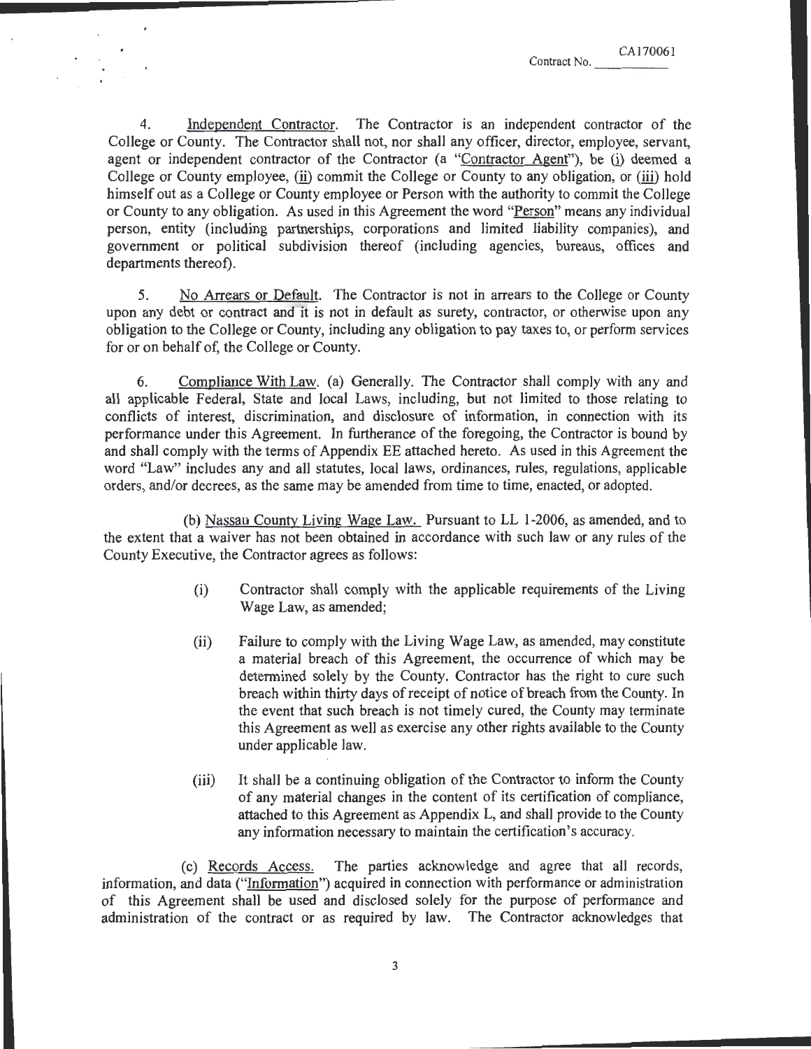Contract No. CA170061

4. Independent Contractor. The Contractor is an independent contractor of the College or County. The Contractor shall not, nor shall any officer, director, employee, servant, agent or independent contractor of the Contractor (a "Contractor Agent"), be (i) deemed a College or County employee, (ii) commit the College or County to any obligation, or (iii) hold himself out as a College or County employee or Person with the authority to commit the College or County to any obligation. As used in this Agreement the word "Person" means any individual person, entity (including partnerships, corporations and limited liability companies), and government or political subdivision thereof (including agencies, bureaus, offices and departments thereof).

5. No Arrears or Default. The Contractor is not in arrears to the College or County upon any debt or contract and it is not in default as surety, contractor, or otherwise upon any obligation to the College or County, including any obligation to pay taxes to, or perform services for or on behalf of, the College or County.

6. Compliance With Law. (a) Generally. The Contractor shall comply with any and all applicable Federal, State and local Laws, including, but not limited to those relating to conflicts of interest, discrimination, and disclosure of information, in connection with its performance under this Agreement. In furtherance of the foregoing, the Contractor is bound by and shall comply with the terms of Appendix EE attached hereto. As used in this Agreement the word "Law" includes any and all statutes, local laws, ordinances, rules, regulations, applicable orders, and/or decrees, as the same may be amended from time to time, enacted, or adopted.

(b) Nassau County Living Wage Law. Pursuant to LL 1-2006, as amended, and to the extent that a waiver has not been obtained in accordance with such law or any rules of the County Executive, the Contractor agrees as follows:

(i) Contractor shall comply with the applicable requirements of the Living Wage Law, as amended;

(ii) Failure to comply with the Living Wage Law, as amended, may constitute a material breach of this Agreement, the occurrence of which may be determined solely by the County. Contractor has the right to cure such breach within thirty days of receipt of notice of breach from the County. In the event that such breach is not timely cured, the County may terminate this Agreement as well as exercise any other rights available to the County under applicable law.

(iii) It shall be a continuing obligation of the Contractor to inform the County of any material changes in the content of its certification of compliance, attached to this Agreement as Appendix L, and shall provide to the County any information necessary to maintain the certification's accuracy.

(c) Records Access. The parties acknowledge and agree that all records, information, and data ("Information") acquired in connection with performance or administration of this Agreement shall be used and disclosed solely for the purpose of performance and administration of the contract or as required by law. The Contractor acknowledges that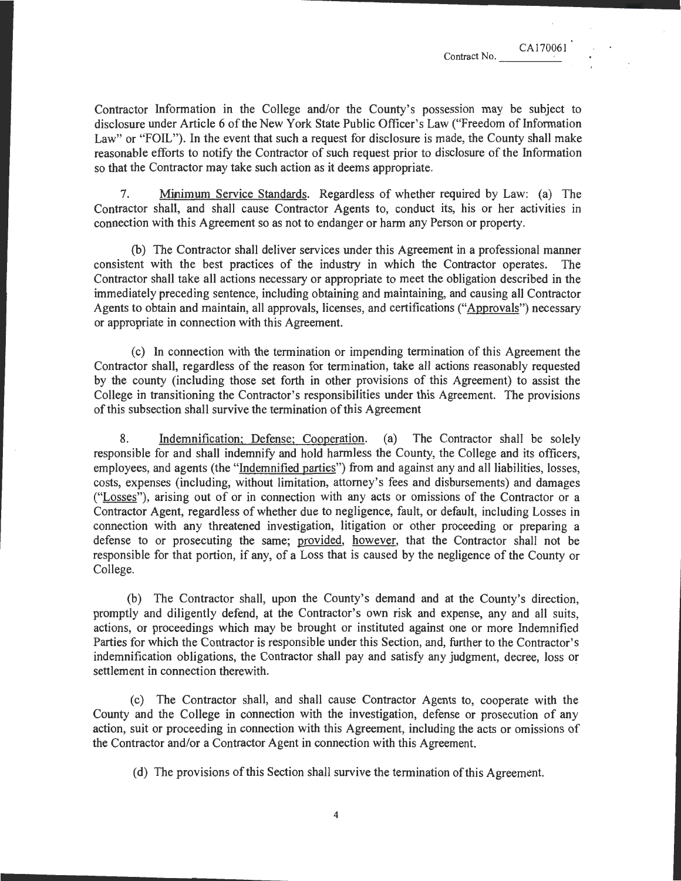Contractor Information in the College and/or the County's possession may be subject to disclosure under Article 6 of the New York State Public Officer's Law ("Freedom of Information Law" or "FOIL"). In the event that such a request for disclosure is made, the County shall make reasonable efforts to notify the Contractor of such request prior to disclosure of the Information so that the Contractor may take such action as it deems appropriate.

7. Minimum Service Standards. Regardless of whether required by Law: (a) The Contractor shall, and shall cause Contractor Agents to, conduct its, his or her activities in connection with this Agreement so as not to endanger or harm any Person or property.

(b) The Contractor shall deliver services under this Agreement in a professional manner consistent with the best practices of the industry in which the Contractor operates. The Contractor shall take all actions necessary or appropriate to meet the obligation described in the immediately preceding sentence, including obtaining and maintaining, and causing all Contractor Agents to obtain and maintain, all approvals, licenses, and certifications ("Approvals") necessary or appropriate in connection with this Agreement.

(c) In connection with the termination or impending termination of this Agreement the Contractor shall, regardless of the reason for termination, take all actions reasonably requested by the county (including those set forth in other provisions of this Agreement) to assist the College in transitioning the Contractor's responsibilities under this Agreement. The provisions of this subsection shall survive the termination of this Agreement

8. Indemnification; Defense; Cooperation. (a) The Contractor shall be solely responsible for and shall indemnify and hold harmless the County, the College and its officers, employees, and agents (the "Indemnified parties") from and against any and all liabilities, losses, costs, expenses (including, without limitation, attorney's fees and disbursements) and damages ("Losses"), arising out of or in connection with any acts or omissions of the Contractor or a Contractor Agent, regardless of whether due to negligence, fault, or default, including Losses in connection with any threatened investigation, litigation or other proceeding or preparing a defense to or prosecuting the same; provided, however, that the Contractor shall not be responsible for that portion, if any, of a Loss that is caused by the negligence of the County or College.

(b) The Contractor shall, upon the County's demand and at the County's direction, promptly and diligently defend, at the Contractor's own risk and expense, any and all suits, actions, or proceedings which may be brought or instituted against one or more Indemnified Parties for which the Contractor is responsible under this Section, and, further to the Contractor's indemnification obligations, the Contractor shall pay and satisfy any judgment, decree, loss or settlement in connection therewith.

(c) The Contractor shall, and shall cause Contractor Agents to, cooperate with the County and the College in connection with the investigation, defense or prosecution of any action, suit or proceeding in connection with this Agreement, including the acts or omissions of the Contractor and/or a Contractor Agent in connection with this Agreement.

(d) The provisions of this Section shall survive the termination of this Agreement.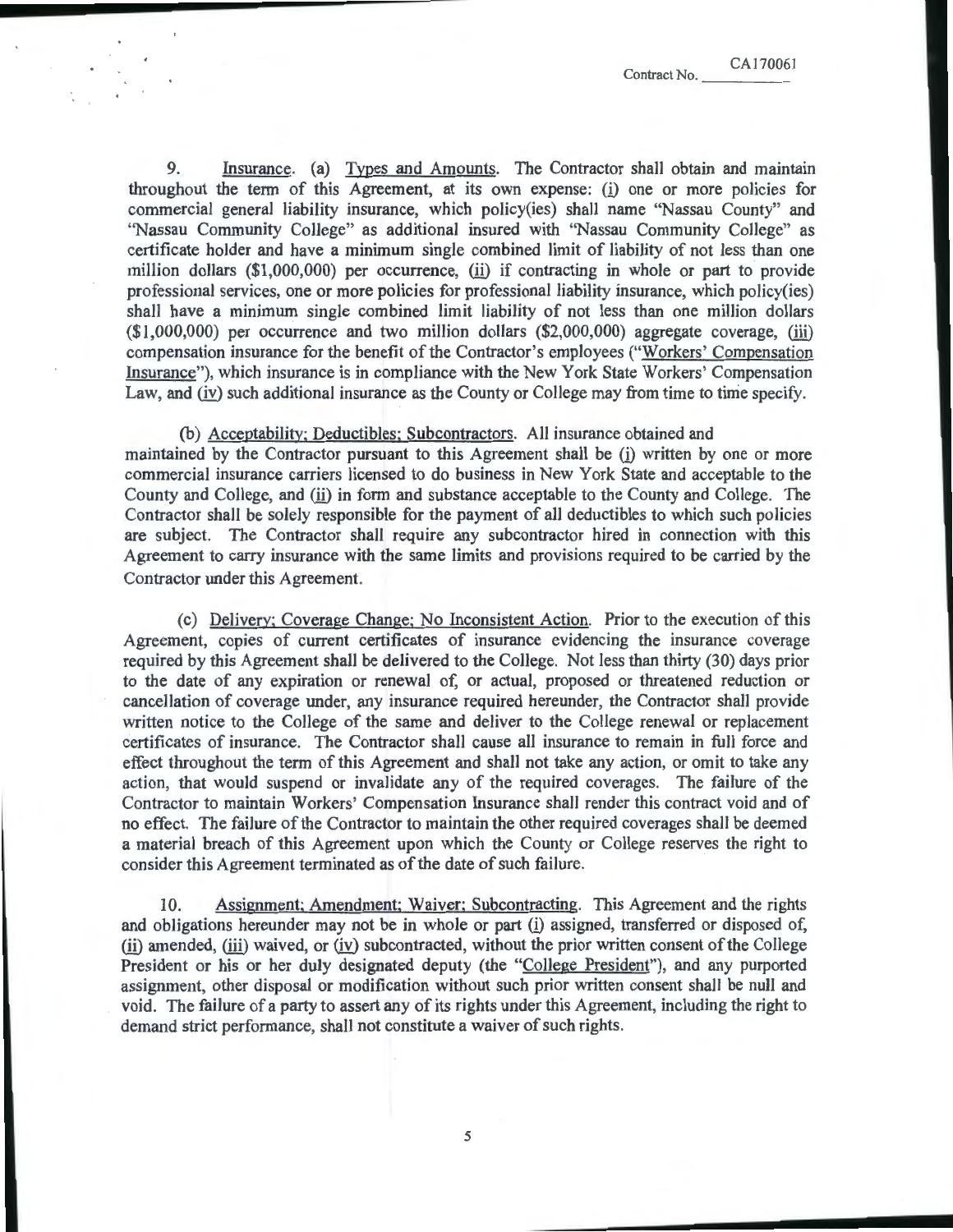Contract No. CA170061

9. <u>Insurance</u>. (a) <u>Types and Amounts</u>. The Contractor shall obtain and maintain throughout the term of this Agreement, at its own expense: (i) one or more policies for commercial general liability insurance, which policy(ies) shall name "Nassau County" and "Nassau Community College" as additional insured with "Nassau Community College" as certificate holder and have a minimum single combined limit of liability of not less than one million dollars ($1,000,000) per occurrence, (ii) if contracting in whole or part to provide professional services, one or more policies for professional liability insurance, which policy(ies) shall have a minimum single combined limit liability of not less than one million dollars ($1,000,000) per occurrence and two million dollars ($2,000,000) aggregate coverage, (iii) compensation insurance for the benefit of the Contractor's employees ("<u>Workers' Compensation Insurance</u>"), which insurance is in compliance with the New York State Workers' Compensation Law, and (iv) such additional insurance as the County or College may from time to time specify.

(b) <u>Acceptability; Deductibles; Subcontractors</u>. All insurance obtained and maintained by the Contractor pursuant to this Agreement shall be (i) written by one or more commercial insurance carriers licensed to do business in New York State and acceptable to the County and College, and (ii) in form and substance acceptable to the County and College. The Contractor shall be solely responsible for the payment of all deductibles to which such policies are subject. The Contractor shall require any subcontractor hired in connection with this Agreement to carry insurance with the same limits and provisions required to be carried by the Contractor under this Agreement.

(c) <u>Delivery; Coverage Change; No Inconsistent Action</u>. Prior to the execution of this Agreement, copies of current certificates of insurance evidencing the insurance coverage required by this Agreement shall be delivered to the College. Not less than thirty (30) days prior to the date of any expiration or renewal of, or actual, proposed or threatened reduction or cancellation of coverage under, any insurance required hereunder, the Contractor shall provide written notice to the College of the same and deliver to the College renewal or replacement certificates of insurance. The Contractor shall cause all insurance to remain in full force and effect throughout the term of this Agreement and shall not take any action, or omit to take any action, that would suspend or invalidate any of the required coverages. The failure of the Contractor to maintain Workers' Compensation Insurance shall render this contract void and of no effect. The failure of the Contractor to maintain the other required coverages shall be deemed a material breach of this Agreement upon which the County or College reserves the right to consider this Agreement terminated as of the date of such failure.

10. <u>Assignment; Amendment; Waiver; Subcontracting</u>. This Agreement and the rights and obligations hereunder may not be in whole or part (i) assigned, transferred or disposed of, (ii) amended, (iii) waived, or (iv) subcontracted, without the prior written consent of the College President or his or her duly designated deputy (the "<u>College President</u>"), and any purported assignment, other disposal or modification without such prior written consent shall be null and void. The failure of a party to assert any of its rights under this Agreement, including the right to demand strict performance, shall not constitute a waiver of such rights.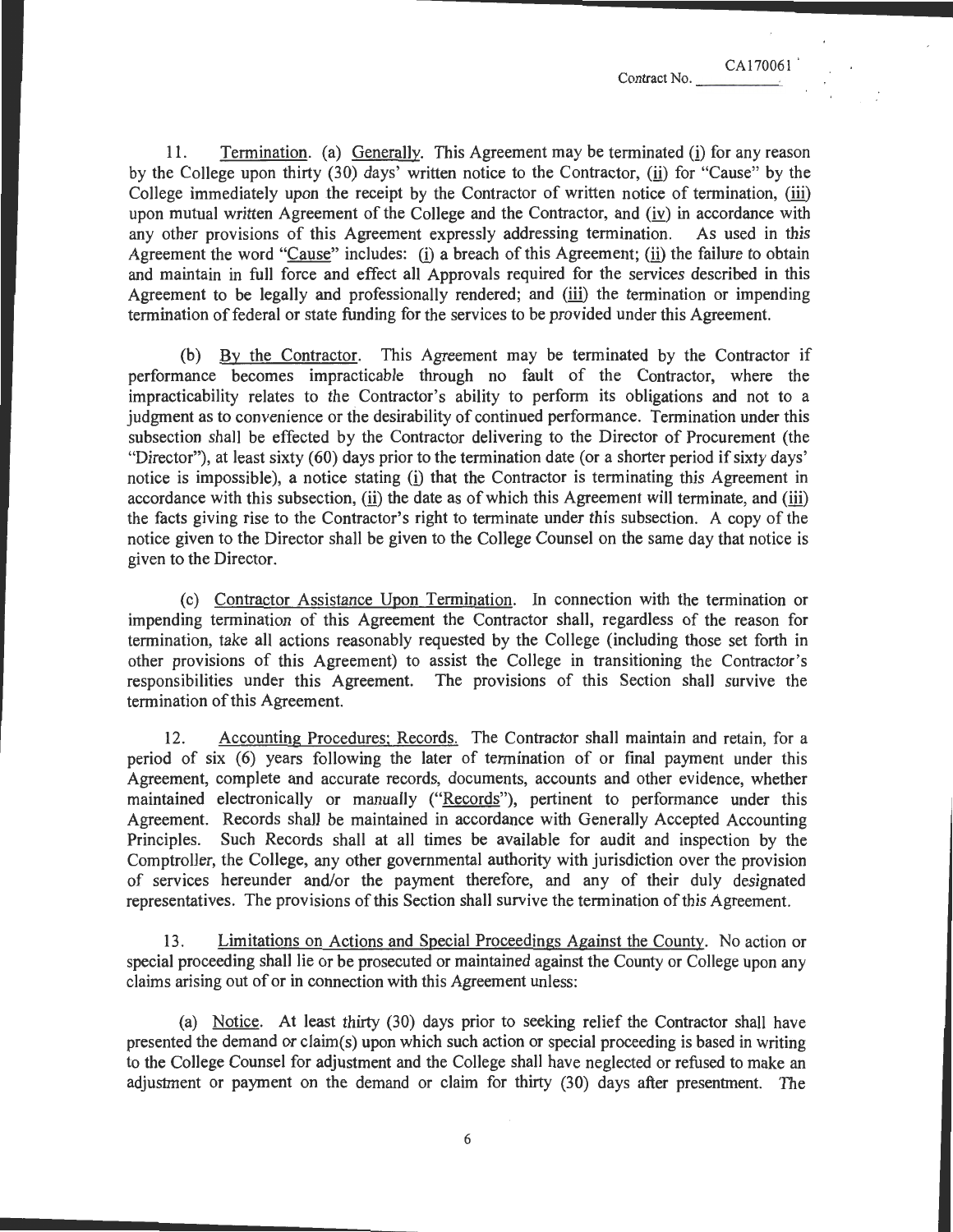11. Termination. (a) Generally. This Agreement may be terminated (i) for any reason by the College upon thirty (30) days' written notice to the Contractor, (ii) for "Cause" by the College immediately upon the receipt by the Contractor of written notice of termination, (iii) upon mutual written Agreement of the College and the Contractor, and (iv) in accordance with any other provisions of this Agreement expressly addressing termination. As used in this Agreement the word "Cause" includes: (i) a breach of this Agreement; (ii) the failure to obtain and maintain in full force and effect all Approvals required for the services described in this Agreement to be legally and professionally rendered; and (iii) the termination or impending termination of federal or state funding for the services to be provided under this Agreement.

(b) By the Contractor. This Agreement may be terminated by the Contractor if performance becomes impracticable through no fault of the Contractor, where the impracticability relates to the Contractor's ability to perform its obligations and not to a judgment as to convenience or the desirability of continued performance. Termination under this subsection shall be effected by the Contractor delivering to the Director of Procurement (the "Director"), at least sixty (60) days prior to the termination date (or a shorter period if sixty days' notice is impossible), a notice stating (i) that the Contractor is terminating this Agreement in accordance with this subsection, (ii) the date as of which this Agreement will terminate, and (iii) the facts giving rise to the Contractor's right to terminate under this subsection. A copy of the notice given to the Director shall be given to the College Counsel on the same day that notice is given to the Director.

(c) Contractor Assistance Upon Termination. In connection with the termination or impending termination of this Agreement the Contractor shall, regardless of the reason for termination, take all actions reasonably requested by the College (including those set forth in other provisions of this Agreement) to assist the College in transitioning the Contractor's responsibilities under this Agreement. The provisions of this Section shall survive the termination of this Agreement.

12. Accounting Procedures; Records. The Contractor shall maintain and retain, for a period of six (6) years following the later of termination of or final payment under this Agreement, complete and accurate records, documents, accounts and other evidence, whether maintained electronically or manually ("Records"), pertinent to performance under this Agreement. Records shall be maintained in accordance with Generally Accepted Accounting Principles. Such Records shall at all times be available for audit and inspection by the Comptroller, the College, any other governmental authority with jurisdiction over the provision of services hereunder and/or the payment therefore, and any of their duly designated representatives. The provisions of this Section shall survive the termination of this Agreement.

13. Limitations on Actions and Special Proceedings Against the County. No action or special proceeding shall lie or be prosecuted or maintained against the County or College upon any claims arising out of or in connection with this Agreement unless:

(a) Notice. At least thirty (30) days prior to seeking relief the Contractor shall have presented the demand or claim(s) upon which such action or special proceeding is based in writing to the College Counsel for adjustment and the College shall have neglected or refused to make an adjustment or payment on the demand or claim for thirty (30) days after presentment. The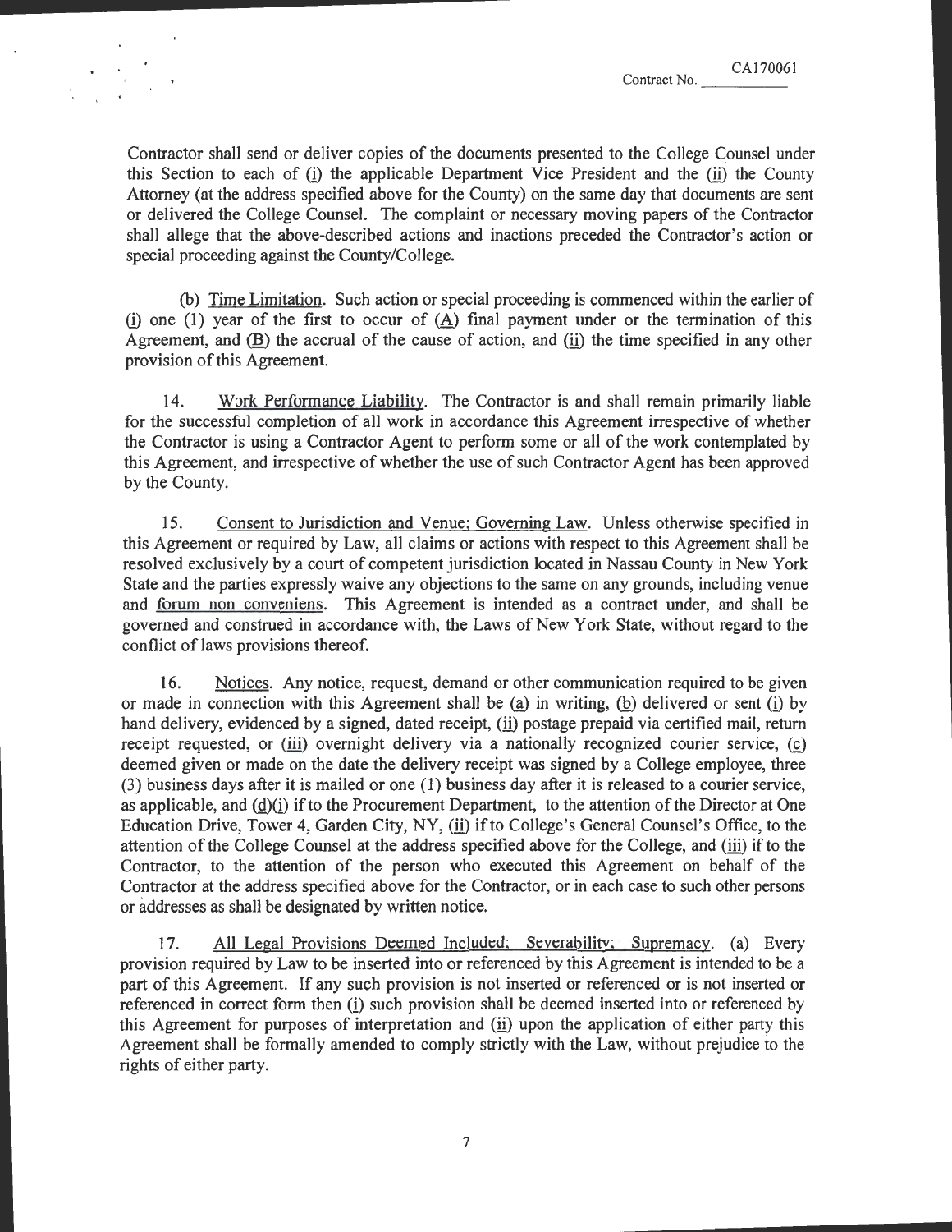Contractor shall send or deliver copies of the documents presented to the College Counsel under this Section to each of (i) the applicable Department Vice President and the (ii) the County Attorney (at the address specified above for the County) on the same day that documents are sent or delivered the College Counsel. The complaint or necessary moving papers of the Contractor shall allege that the above-described actions and inactions preceded the Contractor's action or special proceeding against the County/College.

(b) Time Limitation. Such action or special proceeding is commenced within the earlier of (i) one (1) year of the first to occur of (A) final payment under or the termination of this Agreement, and (B) the accrual of the cause of action, and (ii) the time specified in any other provision of this Agreement.

14. Work Performance Liability. The Contractor is and shall remain primarily liable for the successful completion of all work in accordance this Agreement irrespective of whether the Contractor is using a Contractor Agent to perform some or all of the work contemplated by this Agreement, and irrespective of whether the use of such Contractor Agent has been approved by the County.

15. Consent to Jurisdiction and Venue; Governing Law. Unless otherwise specified in this Agreement or required by Law, all claims or actions with respect to this Agreement shall be resolved exclusively by a court of competent jurisdiction located in Nassau County in New York State and the parties expressly waive any objections to the same on any grounds, including venue and forum non conveniens. This Agreement is intended as a contract under, and shall be governed and construed in accordance with, the Laws of New York State, without regard to the conflict of laws provisions thereof.

16. Notices. Any notice, request, demand or other communication required to be given or made in connection with this Agreement shall be (a) in writing, (b) delivered or sent (i) by hand delivery, evidenced by a signed, dated receipt, (ii) postage prepaid via certified mail, return receipt requested, or (iii) overnight delivery via a nationally recognized courier service, (c) deemed given or made on the date the delivery receipt was signed by a College employee, three (3) business days after it is mailed or one (1) business day after it is released to a courier service, as applicable, and (d)(i) if to the Procurement Department, to the attention of the Director at One Education Drive, Tower 4, Garden City, NY, (ii) if to College's General Counsel's Office, to the attention of the College Counsel at the address specified above for the College, and (iii) if to the Contractor, to the attention of the person who executed this Agreement on behalf of the Contractor at the address specified above for the Contractor, or in each case to such other persons or addresses as shall be designated by written notice.

17. All Legal Provisions Deemed Included; Severability; Supremacy. (a) Every provision required by Law to be inserted into or referenced by this Agreement is intended to be a part of this Agreement. If any such provision is not inserted or referenced or is not inserted or referenced in correct form then (i) such provision shall be deemed inserted into or referenced by this Agreement for purposes of interpretation and (ii) upon the application of either party this Agreement shall be formally amended to comply strictly with the Law, without prejudice to the rights of either party.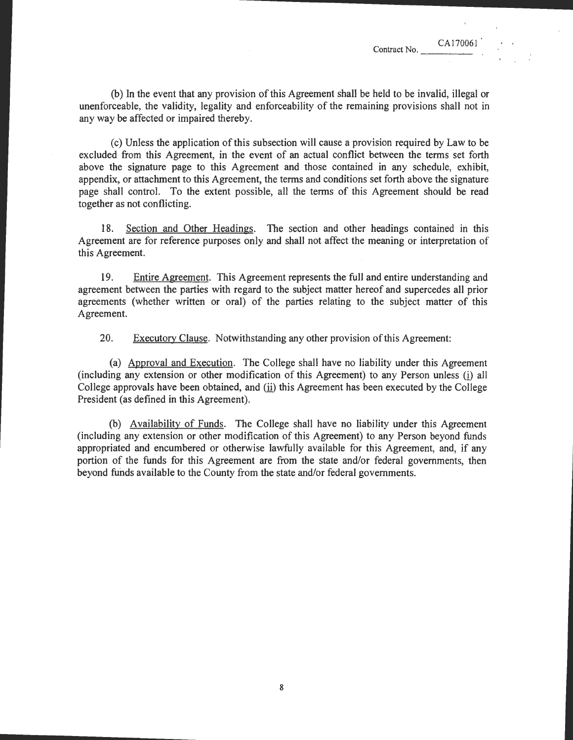(b) In the event that any provision of this Agreement shall be held to be invalid, illegal or unenforceable, the validity, legality and enforceability of the remaining provisions shall not in any way be affected or impaired thereby.

(c) Unless the application of this subsection will cause a provision required by Law to be excluded from this Agreement, in the event of an actual conflict between the terms set forth above the signature page to this Agreement and those contained in any schedule, exhibit, appendix, or attachment to this Agreement, the terms and conditions set forth above the signature page shall control. To the extent possible, all the terms of this Agreement should be read together as not conflicting.

18. Section and Other Headings. The section and other headings contained in this Agreement are for reference purposes only and shall not affect the meaning or interpretation of this Agreement.

19. Entire Agreement. This Agreement represents the full and entire understanding and agreement between the parties with regard to the subject matter hereof and supercedes all prior agreements (whether written or oral) of the parties relating to the subject matter of this Agreement.

20. Executory Clause. Notwithstanding any other provision of this Agreement:

(a) Approval and Execution. The College shall have no liability under this Agreement (including any extension or other modification of this Agreement) to any Person unless (i) all College approvals have been obtained, and (ii) this Agreement has been executed by the College President (as defined in this Agreement).

(b) Availability of Funds. The College shall have no liability under this Agreement (including any extension or other modification of this Agreement) to any Person beyond funds appropriated and encumbered or otherwise lawfully available for this Agreement, and, if any portion of the funds for this Agreement are from the state and/or federal governments, then beyond funds available to the County from the state and/or federal governments.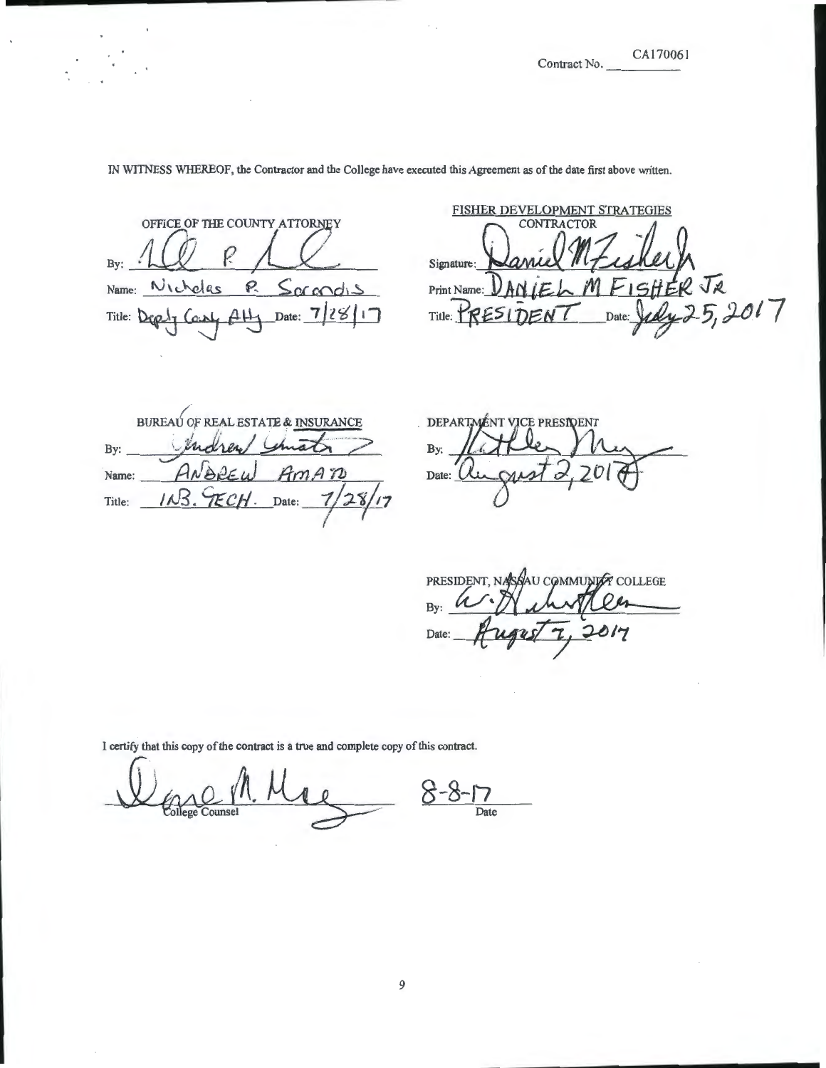Contract No. CA170061

IN WITNESS WHEREOF, the Contractor and the College have executed this Agreement as of the date first above written.

OFFICE OF THE COUNTY ATTORNEY

By: _______________

Name: Nicholas P. Sorandis

Title: Deputy County Atty Date: 7/28/17

FISHER DEVELOPMENT STRATEGIES
CONTRACTOR

Signature: _______________

Print Name: DANIEL M FISHER JR

Title: PRESIDENT Date: July 25, 2017

BUREAU OF REAL ESTATE & INSURANCE

By: _______________

Name: ANDREW AMATO

Title: INS. TECH. Date: 7/28/17

DEPARTMENT VICE PRESIDENT

By: _______________

Date: August 2, 2017

PRESIDENT, NASSAU COMMUNITY COLLEGE

By: _______________

Date: August 7, 2017

I certify that this copy of the contract is a true and complete copy of this contract.

_______________ College Counsel

8-8-17 Date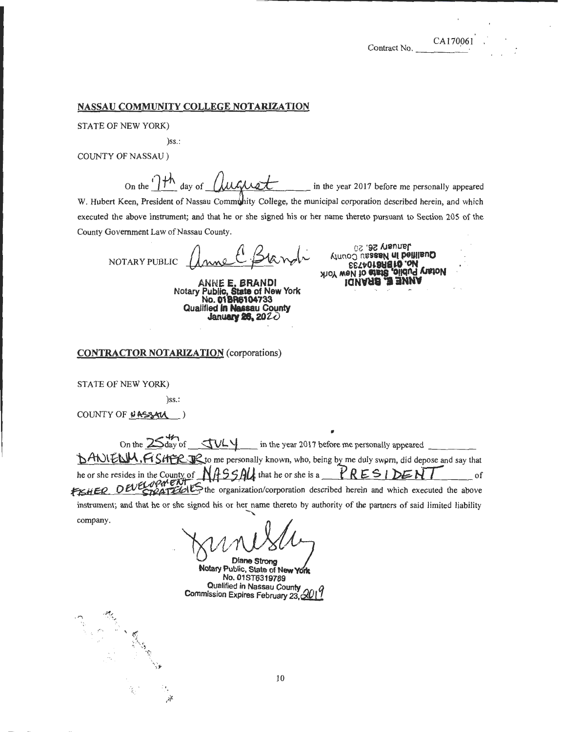Contract No. CA170061

## NASSAU COMMUNITY COLLEGE NOTARIZATION

STATE OF NEW YORK)

)ss.:

COUNTY OF NASSAU )

On the 7th day of August in the year 2017 before me personally appeared W. Hubert Keen, President of Nassau Community College, the municipal corporation described herein, and which executed the above instrument; and that he or she signed his or her name thereto pursuant to Section 205 of the County Government Law of Nassau County.

NOTARY PUBLIC Anne E. Brandi

ANNE E. BRANDI
Notary Public, State of New York
No. 01BR6104733
Qualified in Nassau County
January 26, 2020

## CONTRACTOR NOTARIZATION (corporations)

STATE OF NEW YORK)

)ss.:

COUNTY OF NASSAU )

On the 25th day of JULY in the year 2017 before me personally appeared DANIEL M. FISHER JR to me personally known, who, being by me duly sworn, did depose and say that he or she resides in the County of NASSAU that he or she is a PRESIDENT of FISHER DEVELOPMENT STRATEGIES the organization/corporation described herein and which executed the above instrument; and that he or she signed his or her name thereto by authority of the partners of said limited liability company.

Diane Strong
Notary Public, State of New York
No. 01ST6319789
Qualified in Nassau County
Commission Expires February 23, 2019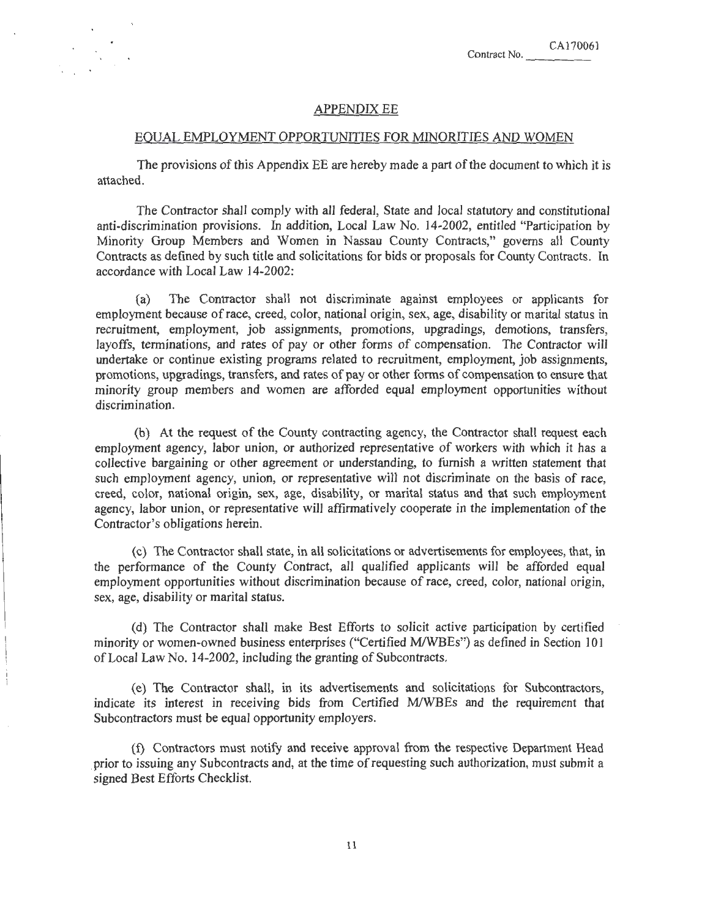Contract No. CA170061

## APPENDIX EE

## EQUAL EMPLOYMENT OPPORTUNITIES FOR MINORITIES AND WOMEN

The provisions of this Appendix EE are hereby made a part of the document to which it is attached.

The Contractor shall comply with all federal, State and local statutory and constitutional anti-discrimination provisions. In addition, Local Law No. 14-2002, entitled "Participation by Minority Group Members and Women in Nassau County Contracts," governs all County Contracts as defined by such title and solicitations for bids or proposals for County Contracts. In accordance with Local Law 14-2002:

(a) The Contractor shall not discriminate against employees or applicants for employment because of race, creed, color, national origin, sex, age, disability or marital status in recruitment, employment, job assignments, promotions, upgradings, demotions, transfers, layoffs, terminations, and rates of pay or other forms of compensation. The Contractor will undertake or continue existing programs related to recruitment, employment, job assignments, promotions, upgradings, transfers, and rates of pay or other forms of compensation to ensure that minority group members and women are afforded equal employment opportunities without discrimination.

(b) At the request of the County contracting agency, the Contractor shall request each employment agency, labor union, or authorized representative of workers with which it has a collective bargaining or other agreement or understanding, to furnish a written statement that such employment agency, union, or representative will not discriminate on the basis of race, creed, color, national origin, sex, age, disability, or marital status and that such employment agency, labor union, or representative will affirmatively cooperate in the implementation of the Contractor's obligations herein.

(c) The Contractor shall state, in all solicitations or advertisements for employees, that, in the performance of the County Contract, all qualified applicants will be afforded equal employment opportunities without discrimination because of race, creed, color, national origin, sex, age, disability or marital status.

(d) The Contractor shall make Best Efforts to solicit active participation by certified minority or women-owned business enterprises ("Certified M/WBEs") as defined in Section 101 of Local Law No. 14-2002, including the granting of Subcontracts.

(e) The Contractor shall, in its advertisements and solicitations for Subcontractors, indicate its interest in receiving bids from Certified M/WBEs and the requirement that Subcontractors must be equal opportunity employers.

(f) Contractors must notify and receive approval from the respective Department Head prior to issuing any Subcontracts and, at the time of requesting such authorization, must submit a signed Best Efforts Checklist.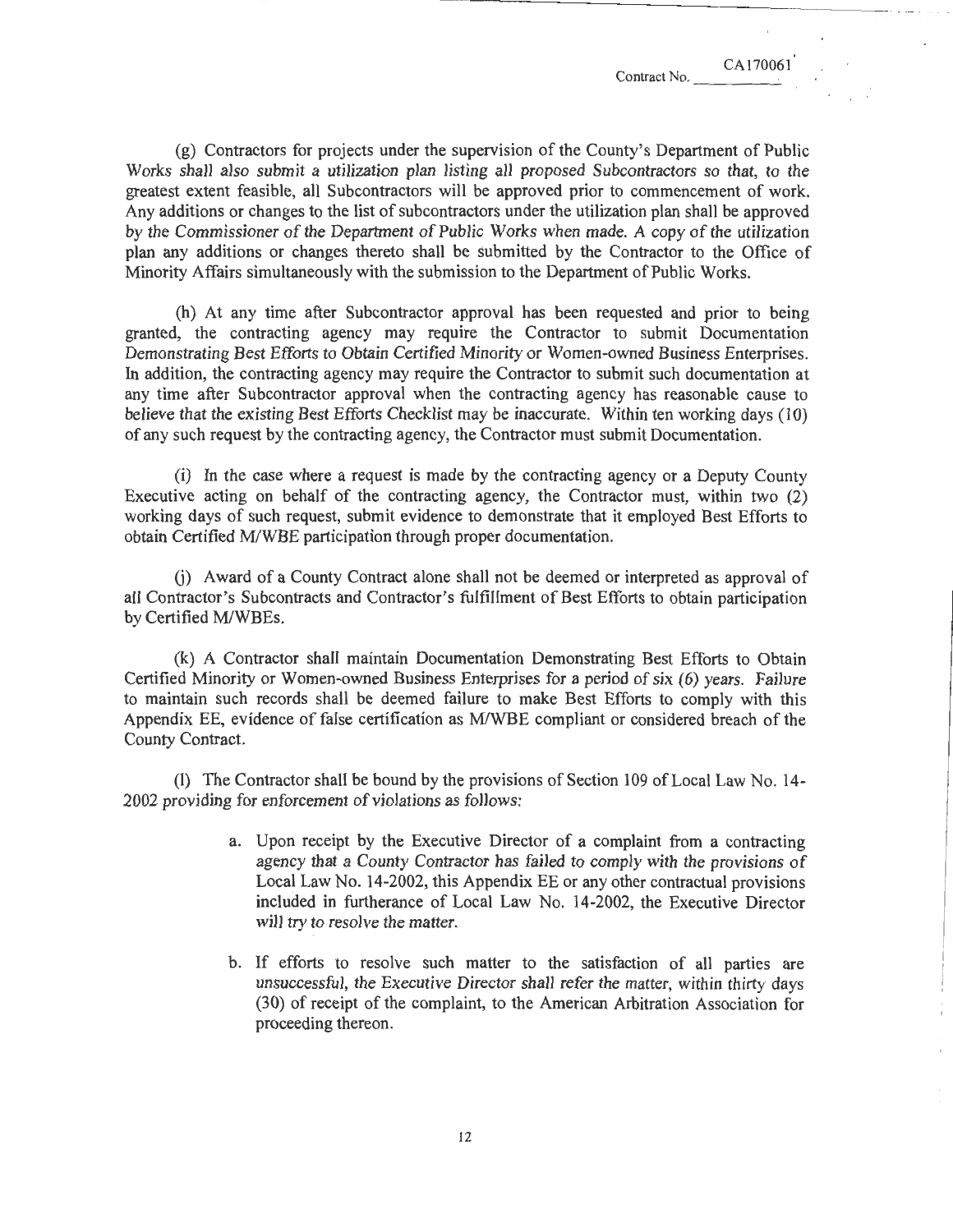Contract No. CA170061

(g) Contractors for projects under the supervision of the County's Department of Public Works shall also submit a utilization plan listing all proposed Subcontractors so that, to the greatest extent feasible, all Subcontractors will be approved prior to commencement of work. Any additions or changes to the list of subcontractors under the utilization plan shall be approved by the Commissioner of the Department of Public Works when made. A copy of the utilization plan any additions or changes thereto shall be submitted by the Contractor to the Office of Minority Affairs simultaneously with the submission to the Department of Public Works.

(h) At any time after Subcontractor approval has been requested and prior to being granted, the contracting agency may require the Contractor to submit Documentation Demonstrating Best Efforts to Obtain Certified Minority or Women-owned Business Enterprises. In addition, the contracting agency may require the Contractor to submit such documentation at any time after Subcontractor approval when the contracting agency has reasonable cause to believe that the existing Best Efforts Checklist may be inaccurate. Within ten working days (10) of any such request by the contracting agency, the Contractor must submit Documentation.

(i) In the case where a request is made by the contracting agency or a Deputy County Executive acting on behalf of the contracting agency, the Contractor must, within two (2) working days of such request, submit evidence to demonstrate that it employed Best Efforts to obtain Certified M/WBE participation through proper documentation.

(j) Award of a County Contract alone shall not be deemed or interpreted as approval of all Contractor's Subcontracts and Contractor's fulfillment of Best Efforts to obtain participation by Certified M/WBEs.

(k) A Contractor shall maintain Documentation Demonstrating Best Efforts to Obtain Certified Minority or Women-owned Business Enterprises for a period of six (6) years. Failure to maintain such records shall be deemed failure to make Best Efforts to comply with this Appendix EE, evidence of false certification as M/WBE compliant or considered breach of the County Contract.

(l) The Contractor shall be bound by the provisions of Section 109 of Local Law No. 14-2002 providing for enforcement of violations as follows:

a. Upon receipt by the Executive Director of a complaint from a contracting agency that a County Contractor has failed to comply with the provisions of Local Law No. 14-2002, this Appendix EE or any other contractual provisions included in furtherance of Local Law No. 14-2002, the Executive Director will try to resolve the matter.

b. If efforts to resolve such matter to the satisfaction of all parties are unsuccessful, the Executive Director shall refer the matter, within thirty days (30) of receipt of the complaint, to the American Arbitration Association for proceeding thereon.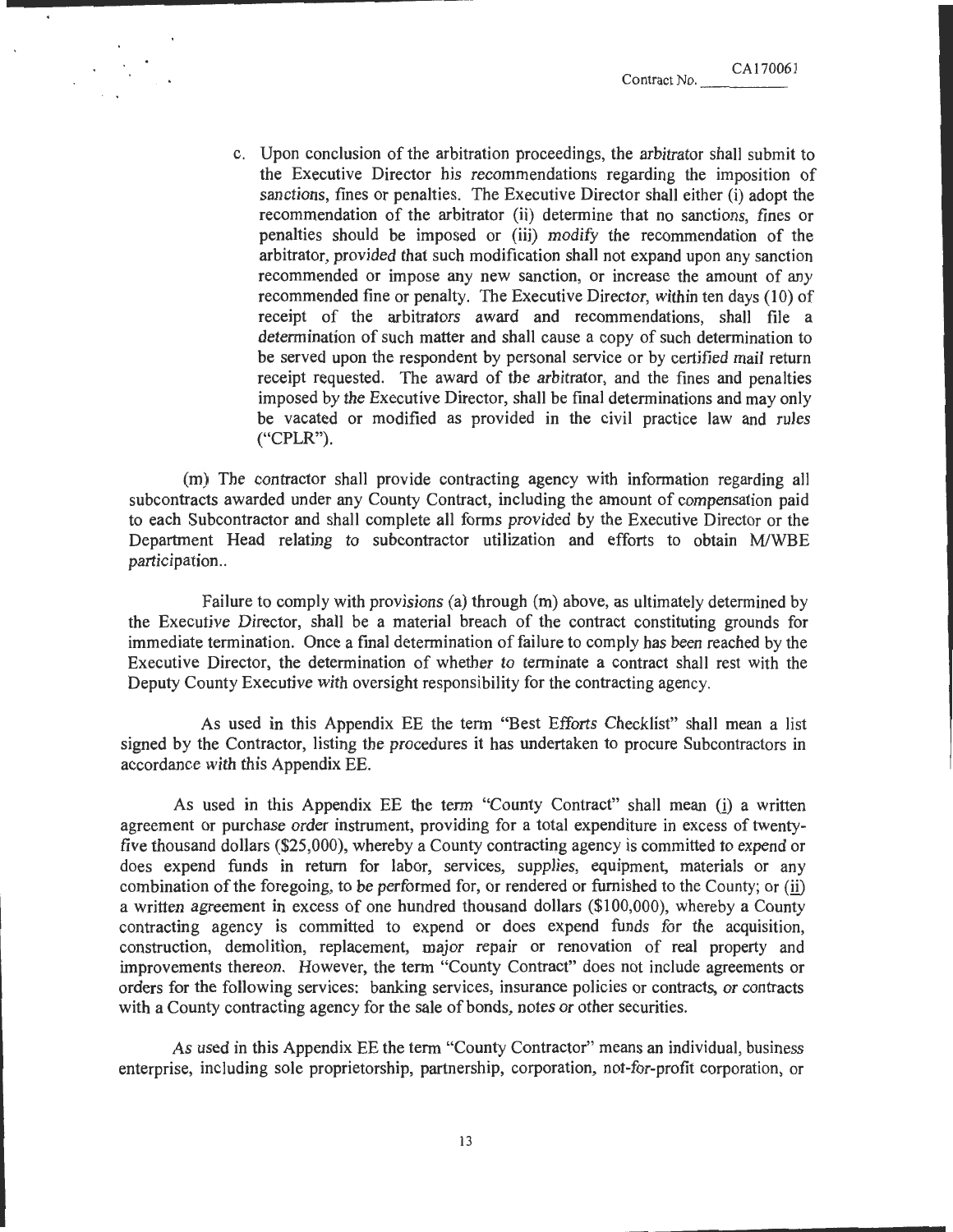c. Upon conclusion of the arbitration proceedings, the arbitrator shall submit to the Executive Director his recommendations regarding the imposition of sanctions, fines or penalties. The Executive Director shall either (i) adopt the recommendation of the arbitrator (ii) determine that no sanctions, fines or penalties should be imposed or (iii) modify the recommendation of the arbitrator, provided that such modification shall not expand upon any sanction recommended or impose any new sanction, or increase the amount of any recommended fine or penalty. The Executive Director, within ten days (10) of receipt of the arbitrators award and recommendations, shall file a determination of such matter and shall cause a copy of such determination to be served upon the respondent by personal service or by certified mail return receipt requested. The award of the arbitrator, and the fines and penalties imposed by the Executive Director, shall be final determinations and may only be vacated or modified as provided in the civil practice law and rules ("CPLR").

(m) The contractor shall provide contracting agency with information regarding all subcontracts awarded under any County Contract, including the amount of compensation paid to each Subcontractor and shall complete all forms provided by the Executive Director or the Department Head relating to subcontractor utilization and efforts to obtain M/WBE participation..

Failure to comply with provisions (a) through (m) above, as ultimately determined by the Executive Director, shall be a material breach of the contract constituting grounds for immediate termination. Once a final determination of failure to comply has been reached by the Executive Director, the determination of whether to terminate a contract shall rest with the Deputy County Executive with oversight responsibility for the contracting agency.

As used in this Appendix EE the term "Best Efforts Checklist" shall mean a list signed by the Contractor, listing the procedures it has undertaken to procure Subcontractors in accordance with this Appendix EE.

As used in this Appendix EE the term "County Contract" shall mean (i) a written agreement or purchase order instrument, providing for a total expenditure in excess of twenty-five thousand dollars ($25,000), whereby a County contracting agency is committed to expend or does expend funds in return for labor, services, supplies, equipment, materials or any combination of the foregoing, to be performed for, or rendered or furnished to the County; or (ii) a written agreement in excess of one hundred thousand dollars ($100,000), whereby a County contracting agency is committed to expend or does expend funds for the acquisition, construction, demolition, replacement, major repair or renovation of real property and improvements thereon. However, the term "County Contract" does not include agreements or orders for the following services: banking services, insurance policies or contracts, or contracts with a County contracting agency for the sale of bonds, notes or other securities.

As used in this Appendix EE the term "County Contractor" means an individual, business enterprise, including sole proprietorship, partnership, corporation, not-for-profit corporation, or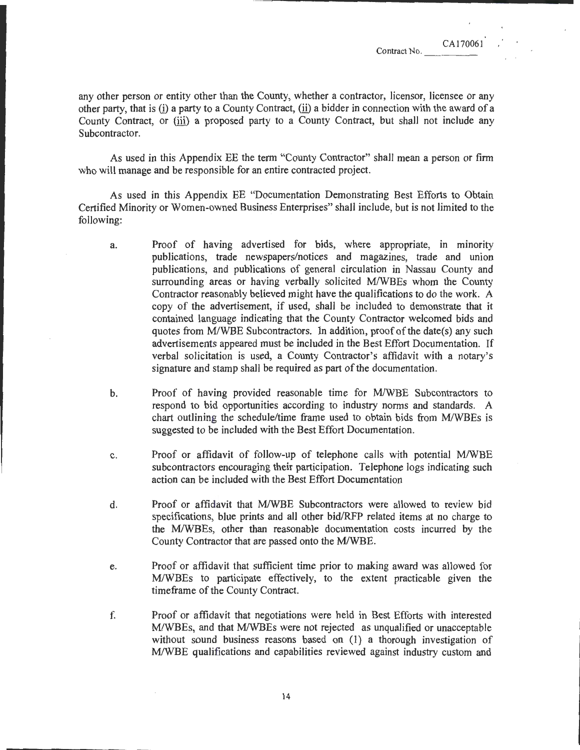any other person or entity other than the County, whether a contractor, licensor, licensee or any other party, that is (i) a party to a County Contract, (ii) a bidder in connection with the award of a County Contract, or (iii) a proposed party to a County Contract, but shall not include any Subcontractor.

As used in this Appendix EE the term "County Contractor" shall mean a person or firm who will manage and be responsible for an entire contracted project.

As used in this Appendix EE "Documentation Demonstrating Best Efforts to Obtain Certified Minority or Women-owned Business Enterprises" shall include, but is not limited to the following:

a. Proof of having advertised for bids, where appropriate, in minority publications, trade newspapers/notices and magazines, trade and union publications, and publications of general circulation in Nassau County and surrounding areas or having verbally solicited M/WBEs whom the County Contractor reasonably believed might have the qualifications to do the work. A copy of the advertisement, if used, shall be included to demonstrate that it contained language indicating that the County Contractor welcomed bids and quotes from M/WBE Subcontractors. In addition, proof of the date(s) any such advertisements appeared must be included in the Best Effort Documentation. If verbal solicitation is used, a County Contractor's affidavit with a notary's signature and stamp shall be required as part of the documentation.

b. Proof of having provided reasonable time for M/WBE Subcontractors to respond to bid opportunities according to industry norms and standards. A chart outlining the schedule/time frame used to obtain bids from M/WBEs is suggested to be included with the Best Effort Documentation.

c. Proof or affidavit of follow-up of telephone calls with potential M/WBE subcontractors encouraging their participation. Telephone logs indicating such action can be included with the Best Effort Documentation

d. Proof or affidavit that M/WBE Subcontractors were allowed to review bid specifications, blue prints and all other bid/RFP related items at no charge to the M/WBEs, other than reasonable documentation costs incurred by the County Contractor that are passed onto the M/WBE.

e. Proof or affidavit that sufficient time prior to making award was allowed for M/WBEs to participate effectively, to the extent practicable given the timeframe of the County Contract.

f. Proof or affidavit that negotiations were held in Best Efforts with interested M/WBEs, and that M/WBEs were not rejected as unqualified or unacceptable without sound business reasons based on (1) a thorough investigation of M/WBE qualifications and capabilities reviewed against industry custom and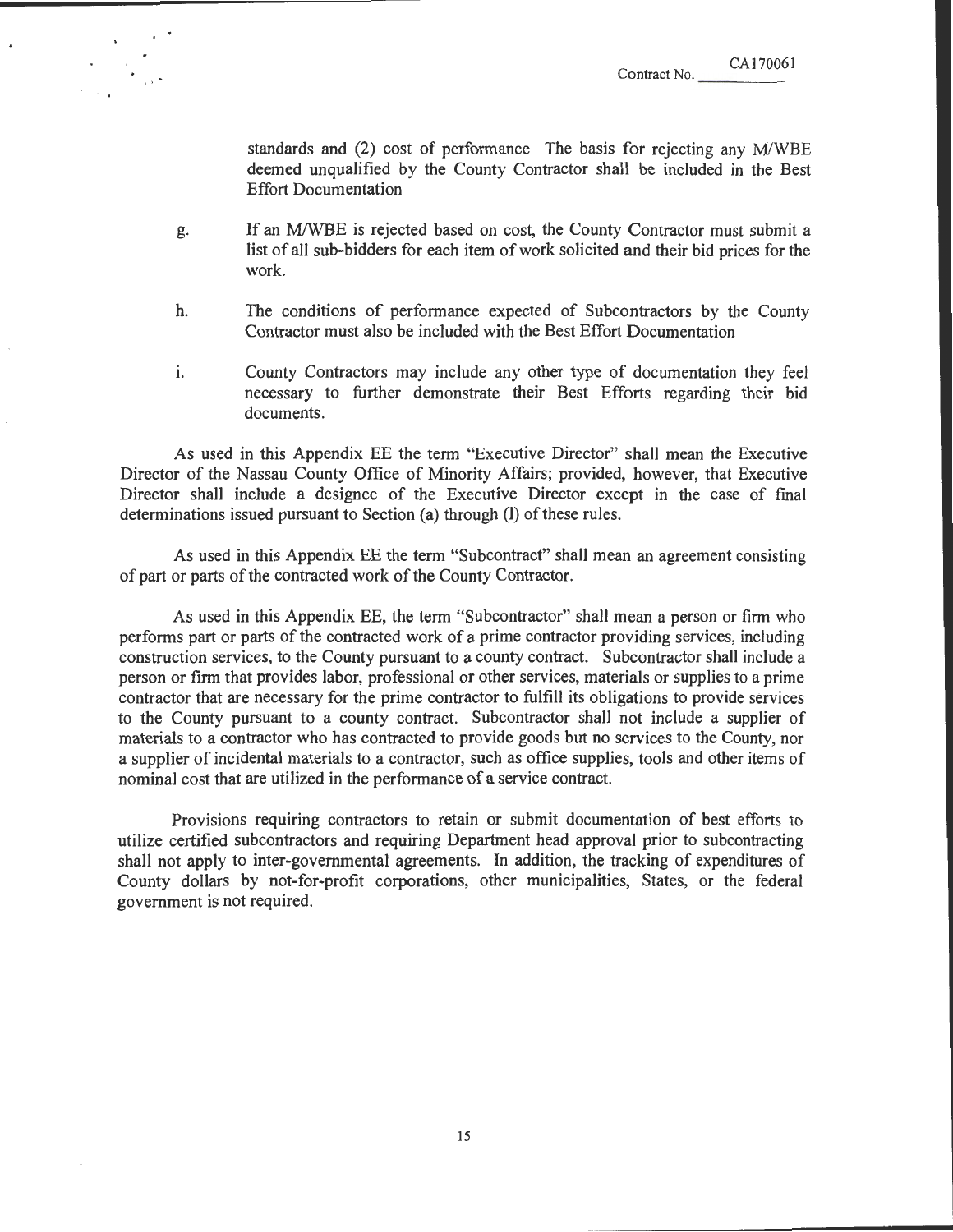standards and (2) cost of performance The basis for rejecting any M/WBE deemed unqualified by the County Contractor shall be included in the Best Effort Documentation

g. If an M/WBE is rejected based on cost, the County Contractor must submit a list of all sub-bidders for each item of work solicited and their bid prices for the work.

h. The conditions of performance expected of Subcontractors by the County Contractor must also be included with the Best Effort Documentation

i. County Contractors may include any other type of documentation they feel necessary to further demonstrate their Best Efforts regarding their bid documents.

As used in this Appendix EE the term "Executive Director" shall mean the Executive Director of the Nassau County Office of Minority Affairs; provided, however, that Executive Director shall include a designee of the Executive Director except in the case of final determinations issued pursuant to Section (a) through (l) of these rules.

As used in this Appendix EE the term "Subcontract" shall mean an agreement consisting of part or parts of the contracted work of the County Contractor.

As used in this Appendix EE, the term "Subcontractor" shall mean a person or firm who performs part or parts of the contracted work of a prime contractor providing services, including construction services, to the County pursuant to a county contract. Subcontractor shall include a person or firm that provides labor, professional or other services, materials or supplies to a prime contractor that are necessary for the prime contractor to fulfill its obligations to provide services to the County pursuant to a county contract. Subcontractor shall not include a supplier of materials to a contractor who has contracted to provide goods but no services to the County, nor a supplier of incidental materials to a contractor, such as office supplies, tools and other items of nominal cost that are utilized in the performance of a service contract.

Provisions requiring contractors to retain or submit documentation of best efforts to utilize certified subcontractors and requiring Department head approval prior to subcontracting shall not apply to inter-governmental agreements. In addition, the tracking of expenditures of County dollars by not-for-profit corporations, other municipalities, States, or the federal government is not required.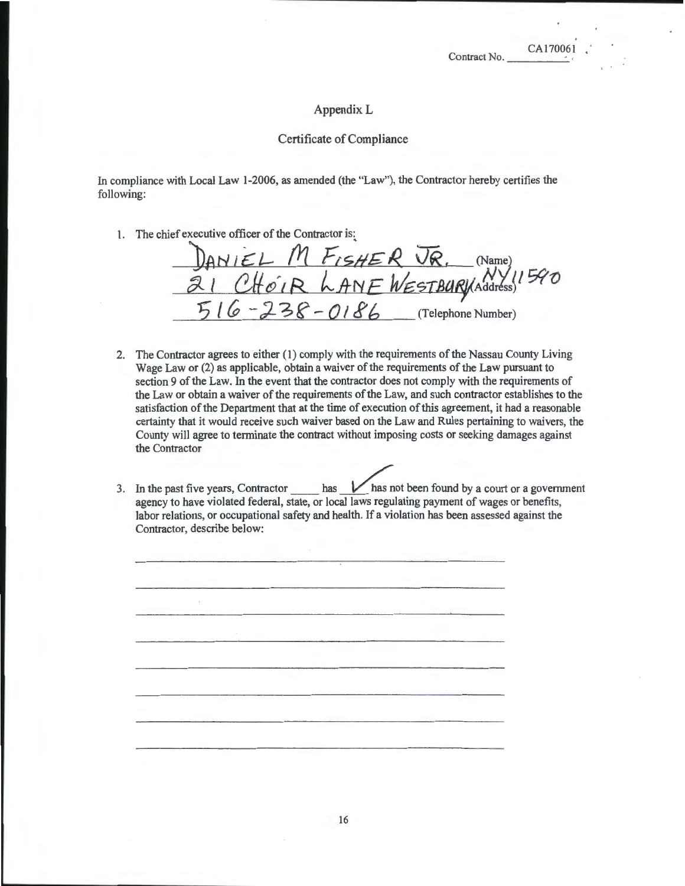Contract No. CA170061

## Appendix L

## Certificate of Compliance

In compliance with Local Law 1-2006, as amended (the "Law"), the Contractor hereby certifies the following:

1. The chief executive officer of the Contractor is:

   DANIEL M FISHER JR. (Name)

   21 CHOIR LANE WESTBURY NY 11590 (Address)

   516-238-0186 (Telephone Number)

2. The Contractor agrees to either (1) comply with the requirements of the Nassau County Living Wage Law or (2) as applicable, obtain a waiver of the requirements of the Law pursuant to section 9 of the Law. In the event that the contractor does not comply with the requirements of the Law or obtain a waiver of the requirements of the Law, and such contractor establishes to the satisfaction of the Department that at the time of execution of this agreement, it had a reasonable certainty that it would receive such waiver based on the Law and Rules pertaining to waivers, the County will agree to terminate the contract without imposing costs or seeking damages against the Contractor

3. In the past five years, Contractor \_\_\_\_ has ✓ has not been found by a court or a government agency to have violated federal, state, or local laws regulating payment of wages or benefits, labor relations, or occupational safety and health. If a violation has been assessed against the Contractor, describe below:

\_\_\_\_\_\_\_\_\_\_\_\_\_\_\_\_\_\_\_\_\_\_\_\_\_\_\_\_\_\_\_\_\_\_\_\_\_\_\_\_\_\_\_\_\_\_\_\_

\_\_\_\_\_\_\_\_\_\_\_\_\_\_\_\_\_\_\_\_\_\_\_\_\_\_\_\_\_\_\_\_\_\_\_\_\_\_\_\_\_\_\_\_\_\_\_\_

\_\_\_\_\_\_\_\_\_\_\_\_\_\_\_\_\_\_\_\_\_\_\_\_\_\_\_\_\_\_\_\_\_\_\_\_\_\_\_\_\_\_\_\_\_\_\_\_

\_\_\_\_\_\_\_\_\_\_\_\_\_\_\_\_\_\_\_\_\_\_\_\_\_\_\_\_\_\_\_\_\_\_\_\_\_\_\_\_\_\_\_\_\_\_\_\_

\_\_\_\_\_\_\_\_\_\_\_\_\_\_\_\_\_\_\_\_\_\_\_\_\_\_\_\_\_\_\_\_\_\_\_\_\_\_\_\_\_\_\_\_\_\_\_\_

\_\_\_\_\_\_\_\_\_\_\_\_\_\_\_\_\_\_\_\_\_\_\_\_\_\_\_\_\_\_\_\_\_\_\_\_\_\_\_\_\_\_\_\_\_\_\_\_

\_\_\_\_\_\_\_\_\_\_\_\_\_\_\_\_\_\_\_\_\_\_\_\_\_\_\_\_\_\_\_\_\_\_\_\_\_\_\_\_\_\_\_\_\_\_\_\_

\_\_\_\_\_\_\_\_\_\_\_\_\_\_\_\_\_\_\_\_\_\_\_\_\_\_\_\_\_\_\_\_\_\_\_\_\_\_\_\_\_\_\_\_\_\_\_\_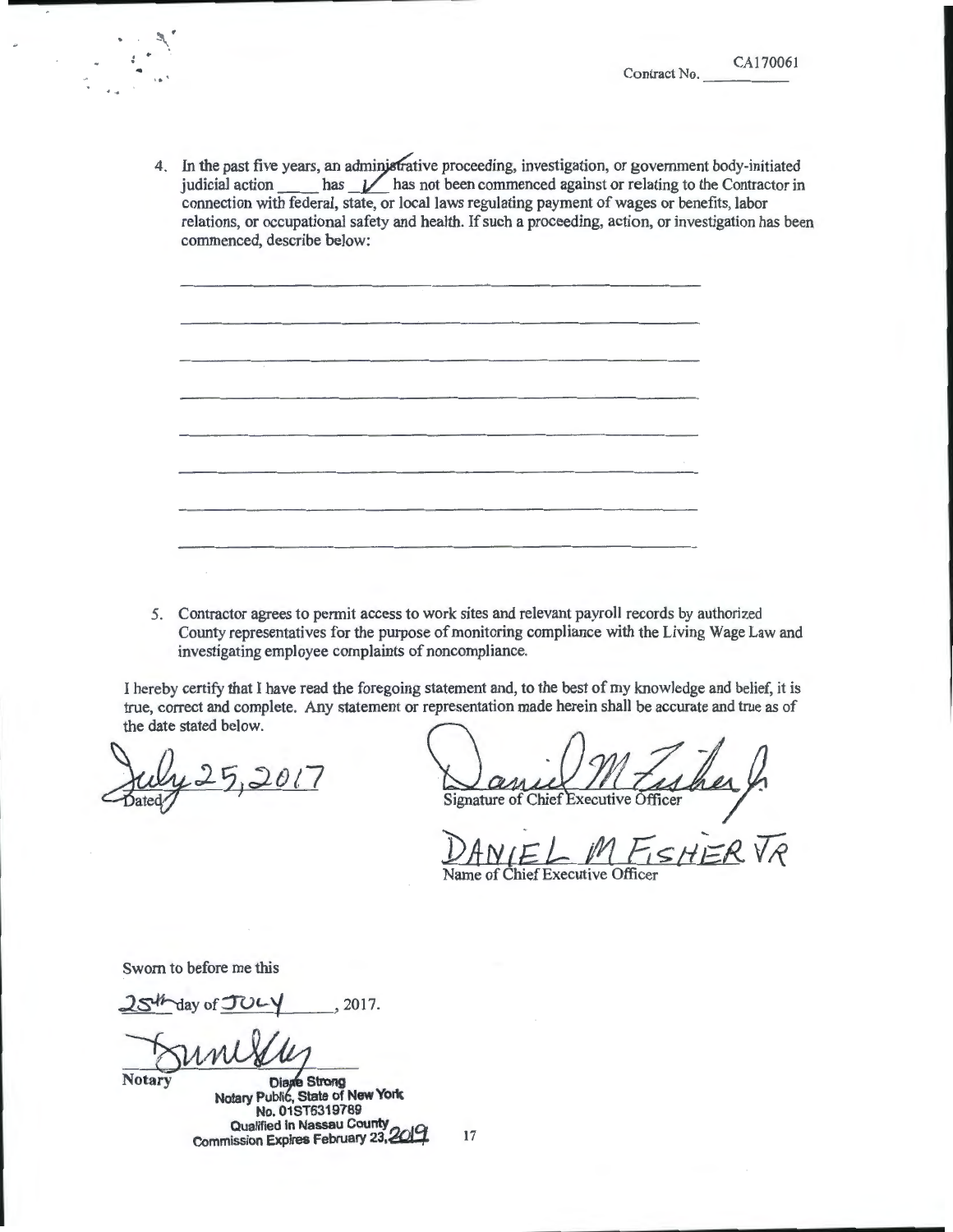Contract No. CA170061

4. In the past five years, an administrative proceeding, investigation, or government body-initiated judicial action \_\_\_\_ has ✓ has not been commenced against or relating to the Contractor in connection with federal, state, or local laws regulating payment of wages or benefits, labor relations, or occupational safety and health. If such a proceeding, action, or investigation has been commenced, describe below:

5. Contractor agrees to permit access to work sites and relevant payroll records by authorized County representatives for the purpose of monitoring compliance with the Living Wage Law and investigating employee complaints of noncompliance.

I hereby certify that I have read the foregoing statement and, to the best of my knowledge and belief, it is true, correct and complete. Any statement or representation made herein shall be accurate and true as of the date stated below.

July 25, 2017
Dated

Daniel M Fisher Jr.
Signature of Chief Executive Officer

DANIEL M FISHER JR
Name of Chief Executive Officer

Sworn to before me this

25th day of JULY, 2017.

Notary

Diane Strong
Notary Public, State of New York
No. 01ST6319789
Qualified in Nassau County
Commission Expires February 23, 2019